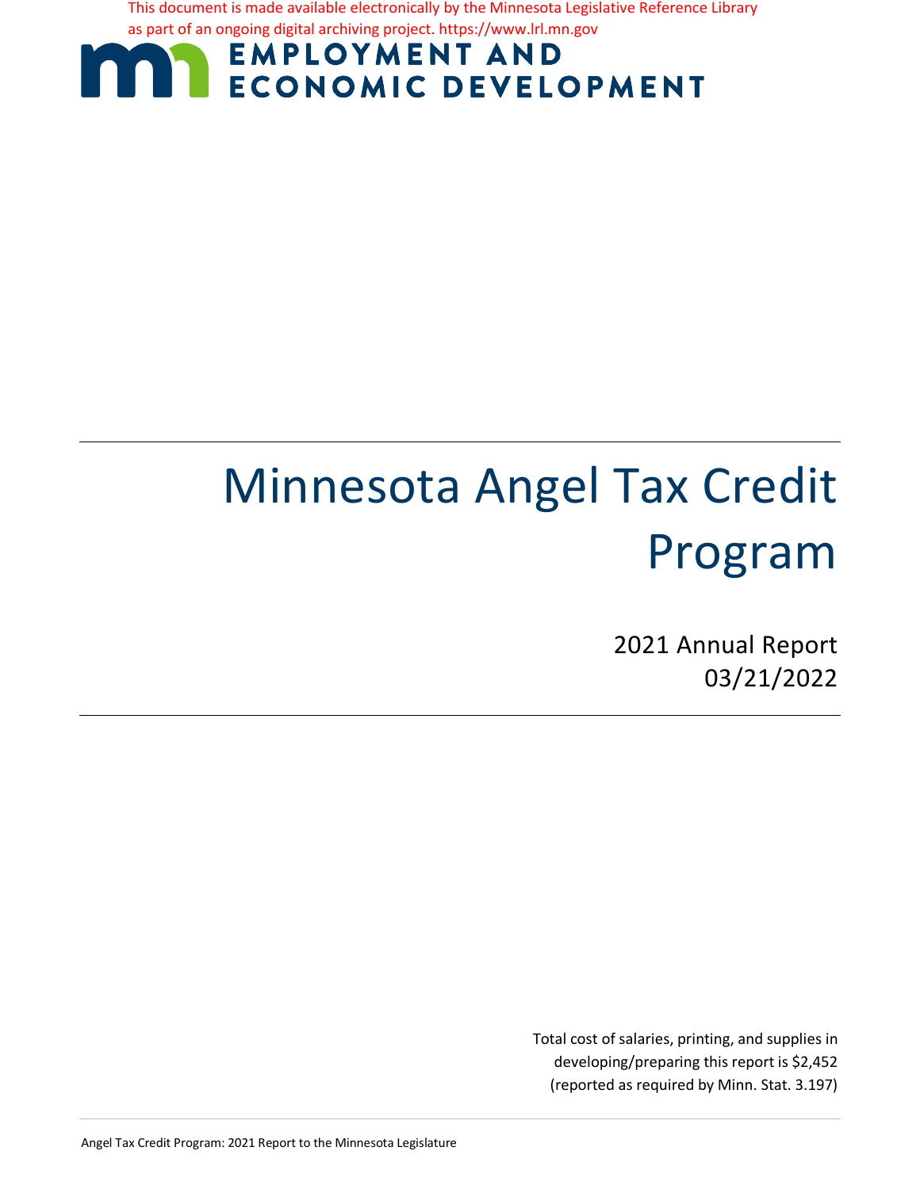This document is made available electronically by the Minnesota Legislative Reference Library as part of an ongoing digital archiving project. https://www.lrl.mn.gov

EMPLOYMENT AND ECONOMIC DEVELOPMENT

# Minnesota Angel Tax Credit Program

2021 Annual Report
03/21/2022

Total cost of salaries, printing, and supplies in developing/preparing this report is $2,452 (reported as required by Minn. Stat. 3.197)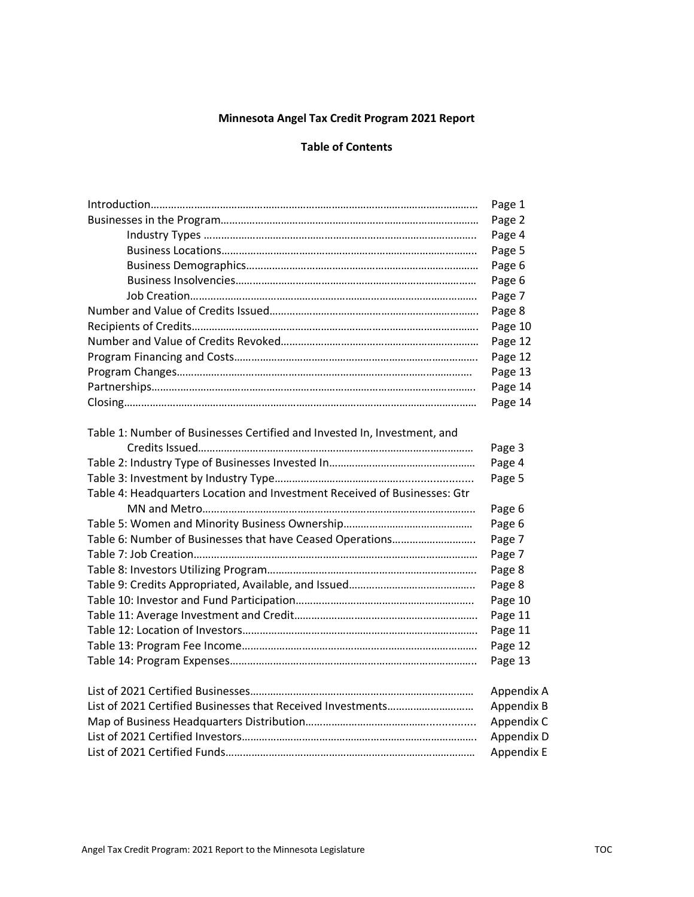# Minnesota Angel Tax Credit Program 2021 Report

## Table of Contents

| | |
|---|---|
| Introduction | Page 1 |
| Businesses in the Program | Page 2 |
| Industry Types | Page 4 |
| Business Locations | Page 5 |
| Business Demographics | Page 6 |
| Business Insolvencies | Page 6 |
| Job Creation | Page 7 |
| Number and Value of Credits Issued | Page 8 |
| Recipients of Credits | Page 10 |
| Number and Value of Credits Revoked | Page 12 |
| Program Financing and Costs | Page 12 |
| Program Changes | Page 13 |
| Partnerships | Page 14 |
| Closing | Page 14 |

| | |
|---|---|
| Table 1: Number of Businesses Certified and Invested In, Investment, and Credits Issued | Page 3 |
| Table 2: Industry Type of Businesses Invested In | Page 4 |
| Table 3: Investment by Industry Type | Page 5 |
| Table 4: Headquarters Location and Investment Received of Businesses: Gtr MN and Metro | Page 6 |
| Table 5: Women and Minority Business Ownership | Page 6 |
| Table 6: Number of Businesses that have Ceased Operations | Page 7 |
| Table 7: Job Creation | Page 7 |
| Table 8: Investors Utilizing Program | Page 8 |
| Table 9: Credits Appropriated, Available, and Issued | Page 8 |
| Table 10: Investor and Fund Participation | Page 10 |
| Table 11: Average Investment and Credit | Page 11 |
| Table 12: Location of Investors | Page 11 |
| Table 13: Program Fee Income | Page 12 |
| Table 14: Program Expenses | Page 13 |

| | |
|---|---|
| List of 2021 Certified Businesses | Appendix A |
| List of 2021 Certified Businesses that Received Investments | Appendix B |
| Map of Business Headquarters Distribution | Appendix C |
| List of 2021 Certified Investors | Appendix D |
| List of 2021 Certified Funds | Appendix E |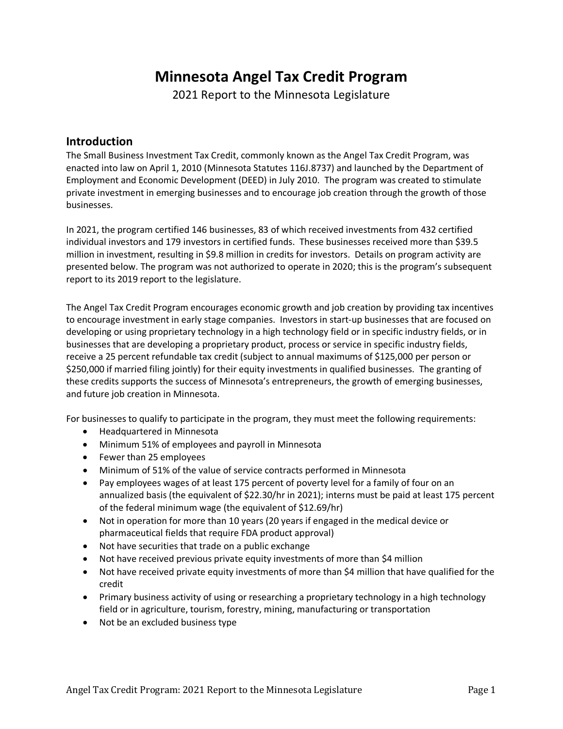# Minnesota Angel Tax Credit Program

2021 Report to the Minnesota Legislature

## Introduction

The Small Business Investment Tax Credit, commonly known as the Angel Tax Credit Program, was enacted into law on April 1, 2010 (Minnesota Statutes 116J.8737) and launched by the Department of Employment and Economic Development (DEED) in July 2010. The program was created to stimulate private investment in emerging businesses and to encourage job creation through the growth of those businesses.

In 2021, the program certified 146 businesses, 83 of which received investments from 432 certified individual investors and 179 investors in certified funds. These businesses received more than $39.5 million in investment, resulting in $9.8 million in credits for investors. Details on program activity are presented below. The program was not authorized to operate in 2020; this is the program's subsequent report to its 2019 report to the legislature.

The Angel Tax Credit Program encourages economic growth and job creation by providing tax incentives to encourage investment in early stage companies. Investors in start-up businesses that are focused on developing or using proprietary technology in a high technology field or in specific industry fields, or in businesses that are developing a proprietary product, process or service in specific industry fields, receive a 25 percent refundable tax credit (subject to annual maximums of $125,000 per person or $250,000 if married filing jointly) for their equity investments in qualified businesses. The granting of these credits supports the success of Minnesota's entrepreneurs, the growth of emerging businesses, and future job creation in Minnesota.

For businesses to qualify to participate in the program, they must meet the following requirements:

- Headquartered in Minnesota
- Minimum 51% of employees and payroll in Minnesota
- Fewer than 25 employees
- Minimum of 51% of the value of service contracts performed in Minnesota
- Pay employees wages of at least 175 percent of poverty level for a family of four on an annualized basis (the equivalent of $22.30/hr in 2021); interns must be paid at least 175 percent of the federal minimum wage (the equivalent of $12.69/hr)
- Not in operation for more than 10 years (20 years if engaged in the medical device or pharmaceutical fields that require FDA product approval)
- Not have securities that trade on a public exchange
- Not have received previous private equity investments of more than $4 million
- Not have received private equity investments of more than $4 million that have qualified for the credit
- Primary business activity of using or researching a proprietary technology in a high technology field or in agriculture, tourism, forestry, mining, manufacturing or transportation
- Not be an excluded business type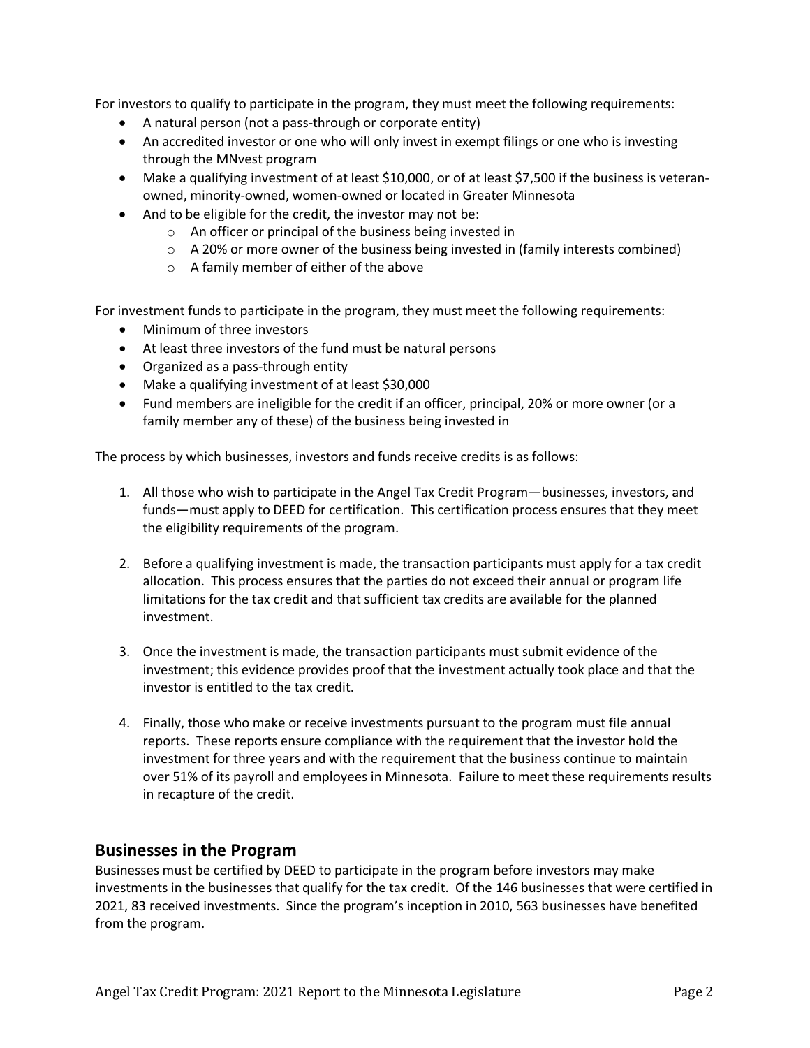For investors to qualify to participate in the program, they must meet the following requirements:

- A natural person (not a pass-through or corporate entity)
- An accredited investor or one who will only invest in exempt filings or one who is investing through the MNvest program
- Make a qualifying investment of at least $10,000, or of at least $7,500 if the business is veteran-owned, minority-owned, women-owned or located in Greater Minnesota
- And to be eligible for the credit, the investor may not be:
  - An officer or principal of the business being invested in
  - A 20% or more owner of the business being invested in (family interests combined)
  - A family member of either of the above

For investment funds to participate in the program, they must meet the following requirements:

- Minimum of three investors
- At least three investors of the fund must be natural persons
- Organized as a pass-through entity
- Make a qualifying investment of at least $30,000
- Fund members are ineligible for the credit if an officer, principal, 20% or more owner (or a family member any of these) of the business being invested in

The process by which businesses, investors and funds receive credits is as follows:

1. All those who wish to participate in the Angel Tax Credit Program—businesses, investors, and funds—must apply to DEED for certification. This certification process ensures that they meet the eligibility requirements of the program.

2. Before a qualifying investment is made, the transaction participants must apply for a tax credit allocation. This process ensures that the parties do not exceed their annual or program life limitations for the tax credit and that sufficient tax credits are available for the planned investment.

3. Once the investment is made, the transaction participants must submit evidence of the investment; this evidence provides proof that the investment actually took place and that the investor is entitled to the tax credit.

4. Finally, those who make or receive investments pursuant to the program must file annual reports. These reports ensure compliance with the requirement that the investor hold the investment for three years and with the requirement that the business continue to maintain over 51% of its payroll and employees in Minnesota. Failure to meet these requirements results in recapture of the credit.

## Businesses in the Program

Businesses must be certified by DEED to participate in the program before investors may make investments in the businesses that qualify for the tax credit. Of the 146 businesses that were certified in 2021, 83 received investments. Since the program's inception in 2010, 563 businesses have benefited from the program.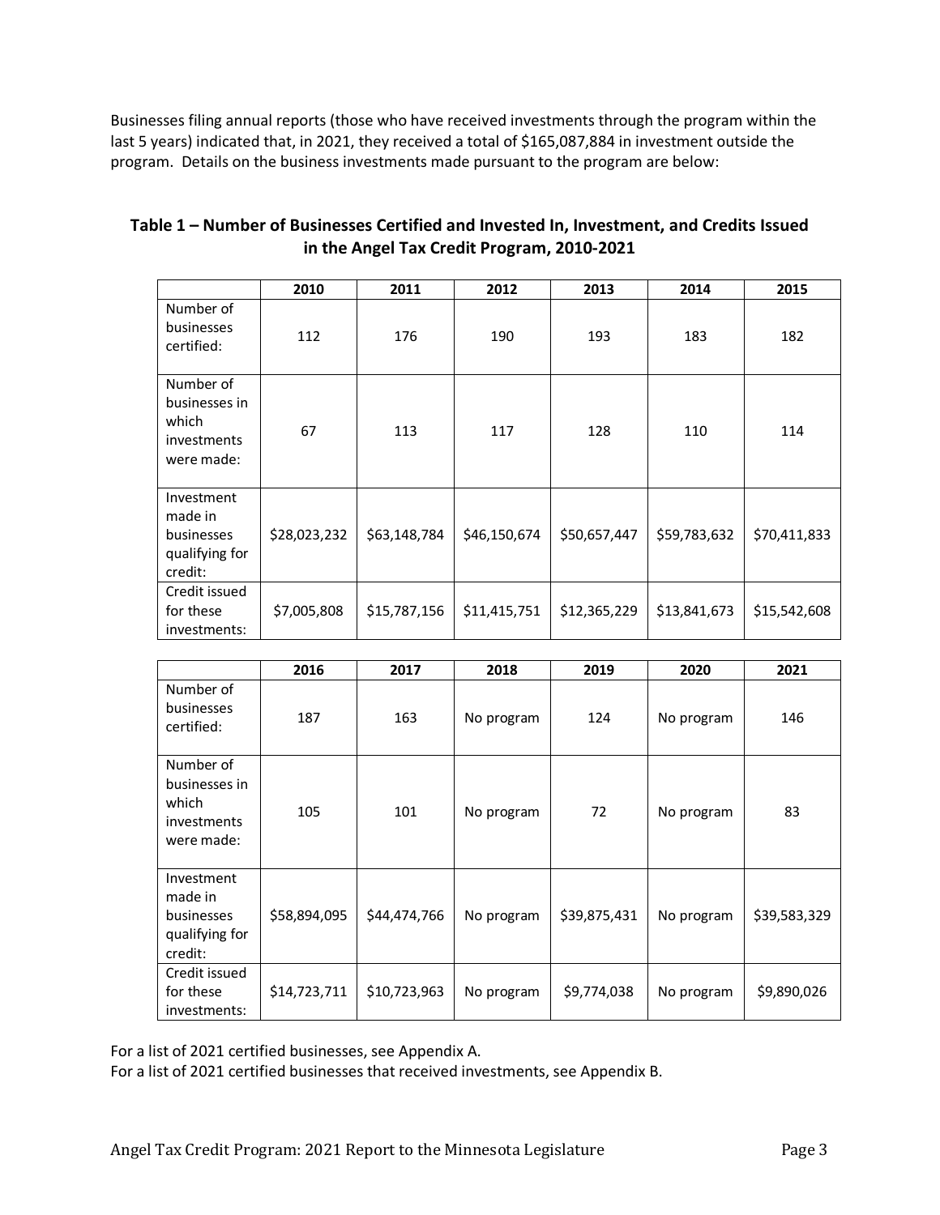Businesses filing annual reports (those who have received investments through the program within the last 5 years) indicated that, in 2021, they received a total of $165,087,884 in investment outside the program. Details on the business investments made pursuant to the program are below:

**Table 1 – Number of Businesses Certified and Invested In, Investment, and Credits Issued in the Angel Tax Credit Program, 2010-2021**

| | 2010 | 2011 | 2012 | 2013 | 2014 | 2015 |
|---|---|---|---|---|---|---|
| Number of businesses certified: | 112 | 176 | 190 | 193 | 183 | 182 |
| Number of businesses in which investments were made: | 67 | 113 | 117 | 128 | 110 | 114 |
| Investment made in businesses qualifying for credit: | $28,023,232 | $63,148,784 | $46,150,674 | $50,657,447 | $59,783,632 | $70,411,833 |
| Credit issued for these investments: | $7,005,808 | $15,787,156 | $11,415,751 | $12,365,229 | $13,841,673 | $15,542,608 |

| | 2016 | 2017 | 2018 | 2019 | 2020 | 2021 |
|---|---|---|---|---|---|---|
| Number of businesses certified: | 187 | 163 | No program | 124 | No program | 146 |
| Number of businesses in which investments were made: | 105 | 101 | No program | 72 | No program | 83 |
| Investment made in businesses qualifying for credit: | $58,894,095 | $44,474,766 | No program | $39,875,431 | No program | $39,583,329 |
| Credit issued for these investments: | $14,723,711 | $10,723,963 | No program | $9,774,038 | No program | $9,890,026 |

For a list of 2021 certified businesses, see Appendix A.
For a list of 2021 certified businesses that received investments, see Appendix B.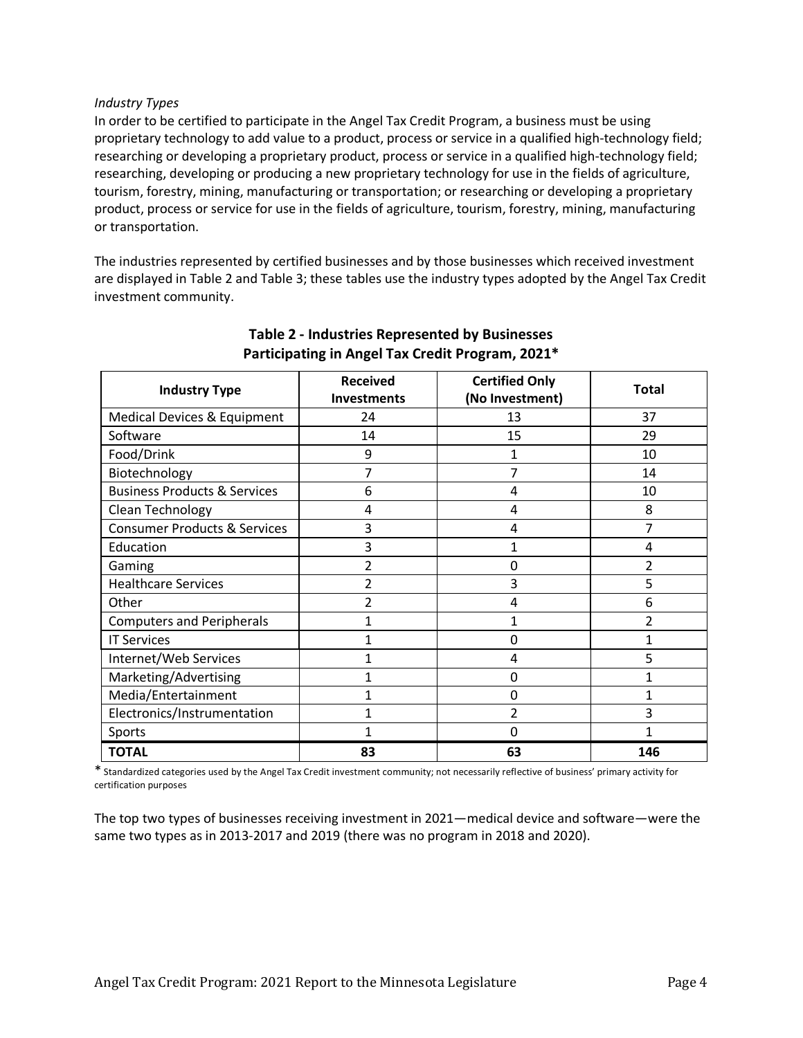*Industry Types*

In order to be certified to participate in the Angel Tax Credit Program, a business must be using proprietary technology to add value to a product, process or service in a qualified high-technology field; researching or developing a proprietary product, process or service in a qualified high-technology field; researching, developing or producing a new proprietary technology for use in the fields of agriculture, tourism, forestry, mining, manufacturing or transportation; or researching or developing a proprietary product, process or service for use in the fields of agriculture, tourism, forestry, mining, manufacturing or transportation.

The industries represented by certified businesses and by those businesses which received investment are displayed in Table 2 and Table 3; these tables use the industry types adopted by the Angel Tax Credit investment community.

**Table 2 - Industries Represented by Businesses Participating in Angel Tax Credit Program, 2021***

| Industry Type | Received Investments | Certified Only (No Investment) | Total |
|---|---|---|---|
| Medical Devices & Equipment | 24 | 13 | 37 |
| Software | 14 | 15 | 29 |
| Food/Drink | 9 | 1 | 10 |
| Biotechnology | 7 | 7 | 14 |
| Business Products & Services | 6 | 4 | 10 |
| Clean Technology | 4 | 4 | 8 |
| Consumer Products & Services | 3 | 4 | 7 |
| Education | 3 | 1 | 4 |
| Gaming | 2 | 0 | 2 |
| Healthcare Services | 2 | 3 | 5 |
| Other | 2 | 4 | 6 |
| Computers and Peripherals | 1 | 1 | 2 |
| IT Services | 1 | 0 | 1 |
| Internet/Web Services | 1 | 4 | 5 |
| Marketing/Advertising | 1 | 0 | 1 |
| Media/Entertainment | 1 | 0 | 1 |
| Electronics/Instrumentation | 1 | 2 | 3 |
| Sports | 1 | 0 | 1 |
| **TOTAL** | **83** | **63** | **146** |

* Standardized categories used by the Angel Tax Credit investment community; not necessarily reflective of business' primary activity for certification purposes

The top two types of businesses receiving investment in 2021—medical device and software—were the same two types as in 2013-2017 and 2019 (there was no program in 2018 and 2020).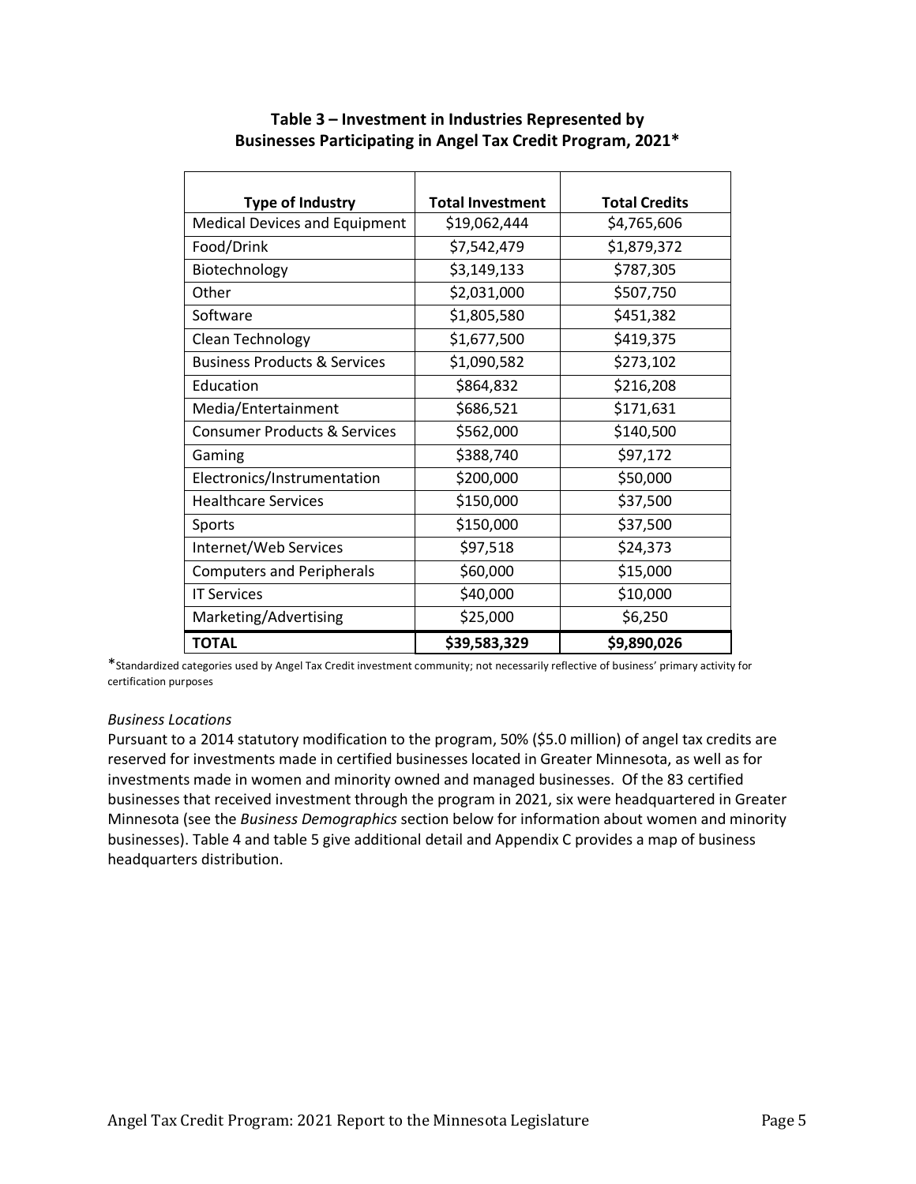**Table 3 – Investment in Industries Represented by Businesses Participating in Angel Tax Credit Program, 2021***

| Type of Industry | Total Investment | Total Credits |
|---|---|---|
| Medical Devices and Equipment | $19,062,444 | $4,765,606 |
| Food/Drink | $7,542,479 | $1,879,372 |
| Biotechnology | $3,149,133 | $787,305 |
| Other | $2,031,000 | $507,750 |
| Software | $1,805,580 | $451,382 |
| Clean Technology | $1,677,500 | $419,375 |
| Business Products & Services | $1,090,582 | $273,102 |
| Education | $864,832 | $216,208 |
| Media/Entertainment | $686,521 | $171,631 |
| Consumer Products & Services | $562,000 | $140,500 |
| Gaming | $388,740 | $97,172 |
| Electronics/Instrumentation | $200,000 | $50,000 |
| Healthcare Services | $150,000 | $37,500 |
| Sports | $150,000 | $37,500 |
| Internet/Web Services | $97,518 | $24,373 |
| Computers and Peripherals | $60,000 | $15,000 |
| IT Services | $40,000 | $10,000 |
| Marketing/Advertising | $25,000 | $6,250 |
| **TOTAL** | **$39,583,329** | **$9,890,026** |

*Standardized categories used by Angel Tax Credit investment community; not necessarily reflective of business' primary activity for certification purposes

*Business Locations*

Pursuant to a 2014 statutory modification to the program, 50% ($5.0 million) of angel tax credits are reserved for investments made in certified businesses located in Greater Minnesota, as well as for investments made in women and minority owned and managed businesses. Of the 83 certified businesses that received investment through the program in 2021, six were headquartered in Greater Minnesota (see the *Business Demographics* section below for information about women and minority businesses). Table 4 and table 5 give additional detail and Appendix C provides a map of business headquarters distribution.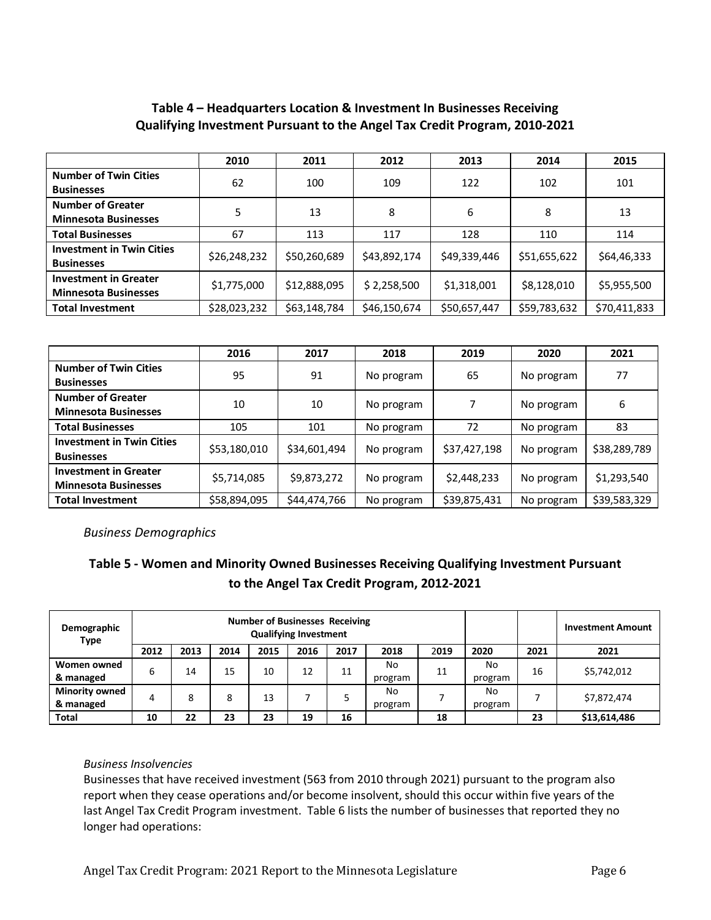### Table 4 – Headquarters Location & Investment In Businesses Receiving Qualifying Investment Pursuant to the Angel Tax Credit Program, 2010-2021

| | 2010 | 2011 | 2012 | 2013 | 2014 | 2015 |
|---|---|---|---|---|---|---|
| **Number of Twin Cities Businesses** | 62 | 100 | 109 | 122 | 102 | 101 |
| **Number of Greater Minnesota Businesses** | 5 | 13 | 8 | 6 | 8 | 13 |
| **Total Businesses** | 67 | 113 | 117 | 128 | 110 | 114 |
| **Investment in Twin Cities Businesses** | $26,248,232 | $50,260,689 | $43,892,174 | $49,339,446 | $51,655,622 | $64,46,333 |
| **Investment in Greater Minnesota Businesses** | $1,775,000 | $12,888,095 | $ 2,258,500 | $1,318,001 | $8,128,010 | $5,955,500 |
| **Total Investment** | $28,023,232 | $63,148,784 | $46,150,674 | $50,657,447 | $59,783,632 | $70,411,833 |

| | 2016 | 2017 | 2018 | 2019 | 2020 | 2021 |
|---|---|---|---|---|---|---|
| **Number of Twin Cities Businesses** | 95 | 91 | No program | 65 | No program | 77 |
| **Number of Greater Minnesota Businesses** | 10 | 10 | No program | 7 | No program | 6 |
| **Total Businesses** | 105 | 101 | No program | 72 | No program | 83 |
| **Investment in Twin Cities Businesses** | $53,180,010 | $34,601,494 | No program | $37,427,198 | No program | $38,289,789 |
| **Investment in Greater Minnesota Businesses** | $5,714,085 | $9,873,272 | No program | $2,448,233 | No program | $1,293,540 |
| **Total Investment** | $58,894,095 | $44,474,766 | No program | $39,875,431 | No program | $39,583,329 |

*Business Demographics*

### Table 5 - Women and Minority Owned Businesses Receiving Qualifying Investment Pursuant to the Angel Tax Credit Program, 2012-2021

| Demographic Type | Number of Businesses Receiving Qualifying Investment | | | | | | | | | | Investment Amount |
|---|---|---|---|---|---|---|---|---|---|---|---|
| | 2012 | 2013 | 2014 | 2015 | 2016 | 2017 | 2018 | 2019 | 2020 | 2021 | 2021 |
| **Women owned & managed** | 6 | 14 | 15 | 10 | 12 | 11 | No program | 11 | No program | 16 | $5,742,012 |
| **Minority owned & managed** | 4 | 8 | 8 | 13 | 7 | 5 | No program | 7 | No program | 7 | $7,872,474 |
| **Total** | **10** | **22** | **23** | **23** | **19** | **16** | | **18** | | **23** | **$13,614,486** |

*Business Insolvencies*

Businesses that have received investment (563 from 2010 through 2021) pursuant to the program also report when they cease operations and/or become insolvent, should this occur within five years of the last Angel Tax Credit Program investment. Table 6 lists the number of businesses that reported they no longer had operations: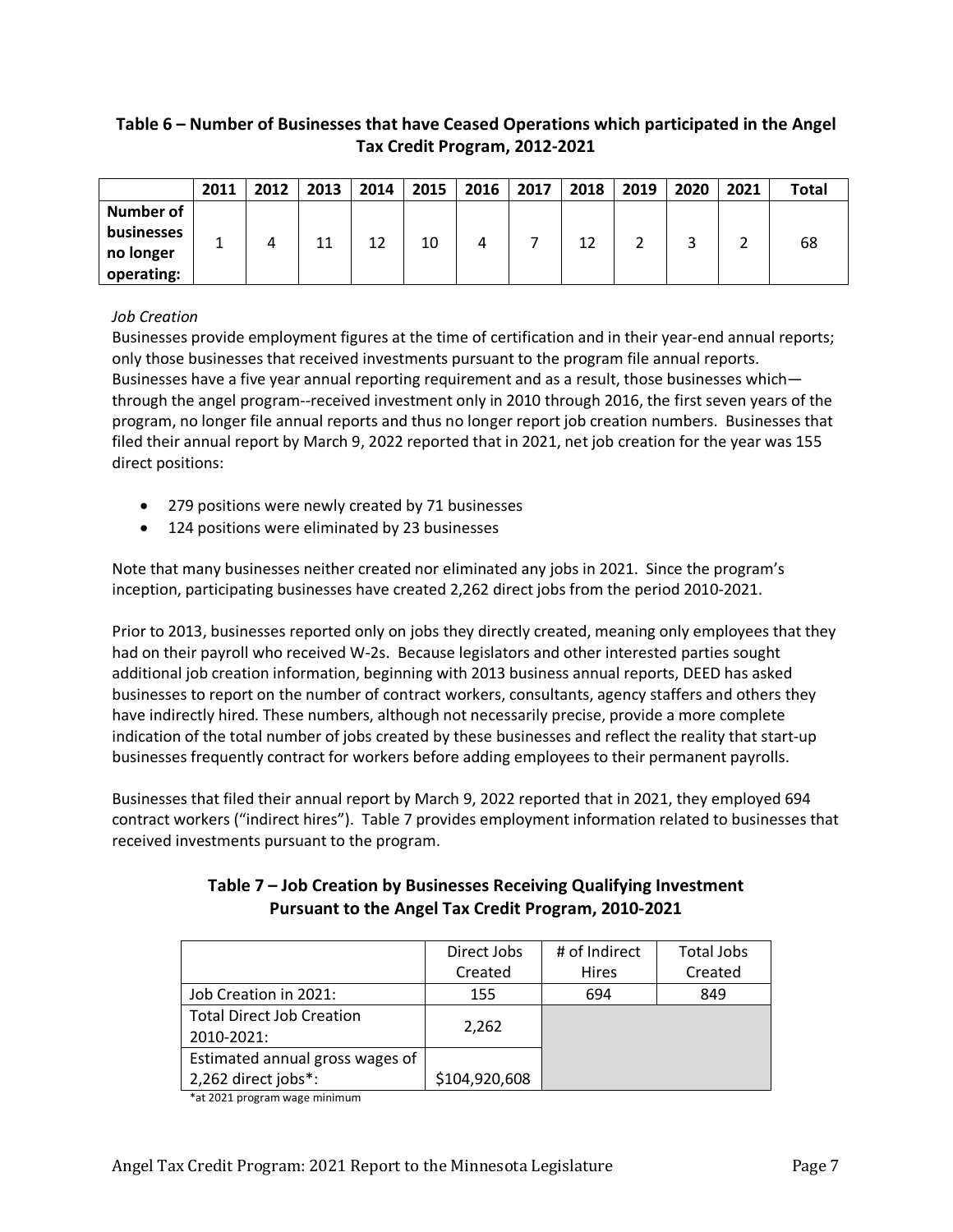### Table 6 – Number of Businesses that have Ceased Operations which participated in the Angel Tax Credit Program, 2012-2021

| | 2011 | 2012 | 2013 | 2014 | 2015 | 2016 | 2017 | 2018 | 2019 | 2020 | 2021 | Total |
|---|---|---|---|---|---|---|---|---|---|---|---|---|
| **Number of businesses no longer operating:** | 1 | 4 | 11 | 12 | 10 | 4 | 7 | 12 | 2 | 3 | 2 | 68 |

*Job Creation*

Businesses provide employment figures at the time of certification and in their year-end annual reports; only those businesses that received investments pursuant to the program file annual reports. Businesses have a five year annual reporting requirement and as a result, those businesses which—through the angel program--received investment only in 2010 through 2016, the first seven years of the program, no longer file annual reports and thus no longer report job creation numbers. Businesses that filed their annual report by March 9, 2022 reported that in 2021, net job creation for the year was 155 direct positions:

- 279 positions were newly created by 71 businesses
- 124 positions were eliminated by 23 businesses

Note that many businesses neither created nor eliminated any jobs in 2021. Since the program's inception, participating businesses have created 2,262 direct jobs from the period 2010-2021.

Prior to 2013, businesses reported only on jobs they directly created, meaning only employees that they had on their payroll who received W-2s. Because legislators and other interested parties sought additional job creation information, beginning with 2013 business annual reports, DEED has asked businesses to report on the number of contract workers, consultants, agency staffers and others they have indirectly hired. These numbers, although not necessarily precise, provide a more complete indication of the total number of jobs created by these businesses and reflect the reality that start-up businesses frequently contract for workers before adding employees to their permanent payrolls.

Businesses that filed their annual report by March 9, 2022 reported that in 2021, they employed 694 contract workers ("indirect hires"). Table 7 provides employment information related to businesses that received investments pursuant to the program.

### Table 7 – Job Creation by Businesses Receiving Qualifying Investment Pursuant to the Angel Tax Credit Program, 2010-2021

| | Direct Jobs Created | # of Indirect Hires | Total Jobs Created |
|---|---|---|---|
| Job Creation in 2021: | 155 | 694 | 849 |
| Total Direct Job Creation 2010-2021: | 2,262 | | |
| Estimated annual gross wages of 2,262 direct jobs*: | $104,920,608 | | |

*at 2021 program wage minimum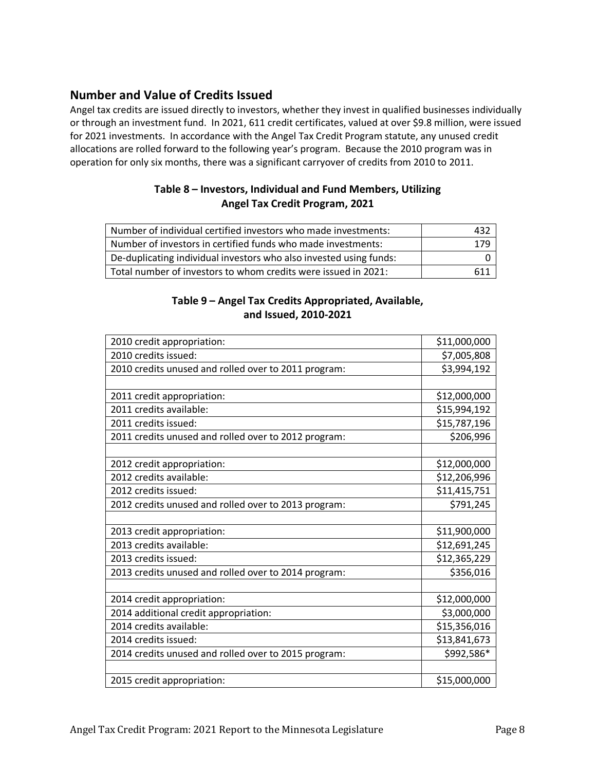## Number and Value of Credits Issued

Angel tax credits are issued directly to investors, whether they invest in qualified businesses individually or through an investment fund. In 2021, 611 credit certificates, valued at over $9.8 million, were issued for 2021 investments. In accordance with the Angel Tax Credit Program statute, any unused credit allocations are rolled forward to the following year's program. Because the 2010 program was in operation for only six months, there was a significant carryover of credits from 2010 to 2011.

**Table 8 – Investors, Individual and Fund Members, Utilizing Angel Tax Credit Program, 2021**

| | |
|---|---:|
| Number of individual certified investors who made investments: | 432 |
| Number of investors in certified funds who made investments: | 179 |
| De-duplicating individual investors who also invested using funds: | 0 |
| Total number of investors to whom credits were issued in 2021: | 611 |

**Table 9 – Angel Tax Credits Appropriated, Available, and Issued, 2010-2021**

| | |
|---|---:|
| 2010 credit appropriation: | $11,000,000 |
| 2010 credits issued: | $7,005,808 |
| 2010 credits unused and rolled over to 2011 program: | $3,994,192 |
| | |
| 2011 credit appropriation: | $12,000,000 |
| 2011 credits available: | $15,994,192 |
| 2011 credits issued: | $15,787,196 |
| 2011 credits unused and rolled over to 2012 program: | $206,996 |
| | |
| 2012 credit appropriation: | $12,000,000 |
| 2012 credits available: | $12,206,996 |
| 2012 credits issued: | $11,415,751 |
| 2012 credits unused and rolled over to 2013 program: | $791,245 |
| | |
| 2013 credit appropriation: | $11,900,000 |
| 2013 credits available: | $12,691,245 |
| 2013 credits issued: | $12,365,229 |
| 2013 credits unused and rolled over to 2014 program: | $356,016 |
| | |
| 2014 credit appropriation: | $12,000,000 |
| 2014 additional credit appropriation: | $3,000,000 |
| 2014 credits available: | $15,356,016 |
| 2014 credits issued: | $13,841,673 |
| 2014 credits unused and rolled over to 2015 program: | $992,586* |
| | |
| 2015 credit appropriation: | $15,000,000 |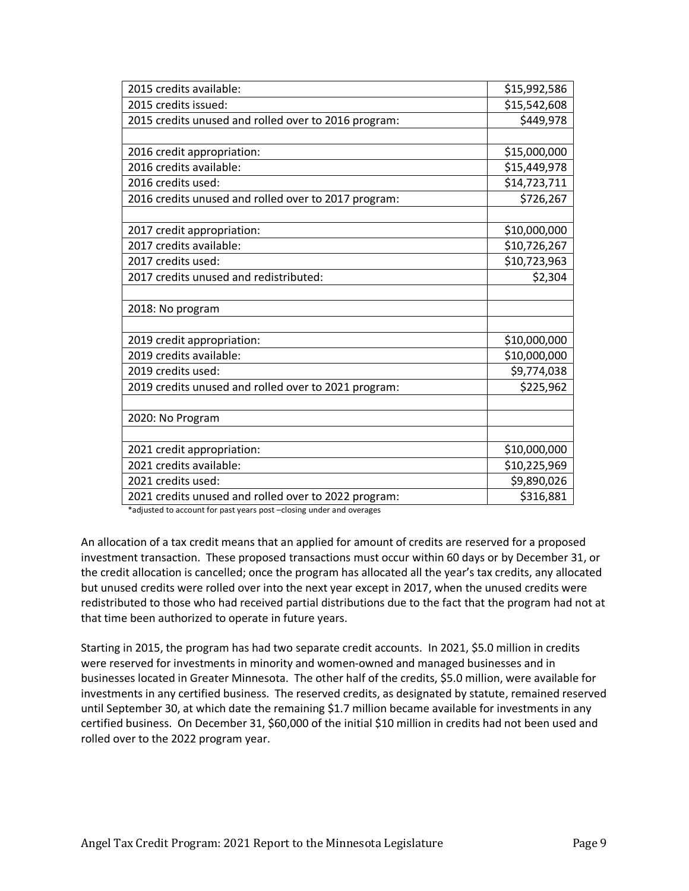| | |
|---|---|
| 2015 credits available: | $15,992,586 |
| 2015 credits issued: | $15,542,608 |
| 2015 credits unused and rolled over to 2016 program: | $449,978 |
| | |
| 2016 credit appropriation: | $15,000,000 |
| 2016 credits available: | $15,449,978 |
| 2016 credits used: | $14,723,711 |
| 2016 credits unused and rolled over to 2017 program: | $726,267 |
| | |
| 2017 credit appropriation: | $10,000,000 |
| 2017 credits available: | $10,726,267 |
| 2017 credits used: | $10,723,963 |
| 2017 credits unused and redistributed: | $2,304 |
| | |
| 2018: No program | |
| | |
| 2019 credit appropriation: | $10,000,000 |
| 2019 credits available: | $10,000,000 |
| 2019 credits used: | $9,774,038 |
| 2019 credits unused and rolled over to 2021 program: | $225,962 |
| | |
| 2020: No Program | |
| | |
| 2021 credit appropriation: | $10,000,000 |
| 2021 credits available: | $10,225,969 |
| 2021 credits used: | $9,890,026 |
| 2021 credits unused and rolled over to 2022 program: | $316,881 |

*adjusted to account for past years post –closing under and overages

An allocation of a tax credit means that an applied for amount of credits are reserved for a proposed investment transaction. These proposed transactions must occur within 60 days or by December 31, or the credit allocation is cancelled; once the program has allocated all the year's tax credits, any allocated but unused credits were rolled over into the next year except in 2017, when the unused credits were redistributed to those who had received partial distributions due to the fact that the program had not at that time been authorized to operate in future years.

Starting in 2015, the program has had two separate credit accounts. In 2021, $5.0 million in credits were reserved for investments in minority and women-owned and managed businesses and in businesses located in Greater Minnesota. The other half of the credits, $5.0 million, were available for investments in any certified business. The reserved credits, as designated by statute, remained reserved until September 30, at which date the remaining $1.7 million became available for investments in any certified business. On December 31, $60,000 of the initial $10 million in credits had not been used and rolled over to the 2022 program year.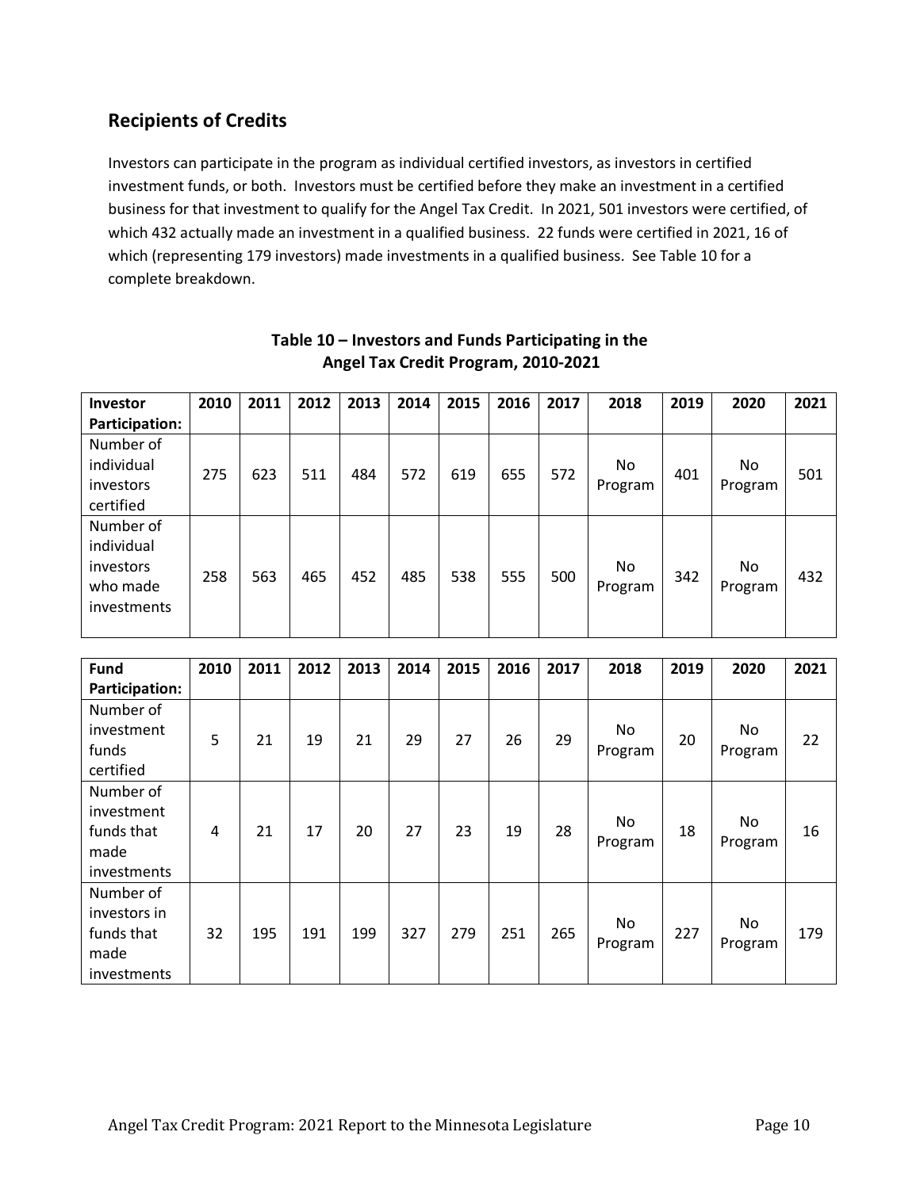## Recipients of Credits

Investors can participate in the program as individual certified investors, as investors in certified investment funds, or both. Investors must be certified before they make an investment in a certified business for that investment to qualify for the Angel Tax Credit. In 2021, 501 investors were certified, of which 432 actually made an investment in a qualified business. 22 funds were certified in 2021, 16 of which (representing 179 investors) made investments in a qualified business. See Table 10 for a complete breakdown.

**Table 10 – Investors and Funds Participating in the Angel Tax Credit Program, 2010-2021**

| **Investor Participation:** | 2010 | 2011 | 2012 | 2013 | 2014 | 2015 | 2016 | 2017 | 2018 | 2019 | 2020 | 2021 |
|---|---|---|---|---|---|---|---|---|---|---|---|---|
| Number of individual investors certified | 275 | 623 | 511 | 484 | 572 | 619 | 655 | 572 | No Program | 401 | No Program | 501 |
| Number of individual investors who made investments | 258 | 563 | 465 | 452 | 485 | 538 | 555 | 500 | No Program | 342 | No Program | 432 |

| **Fund Participation:** | 2010 | 2011 | 2012 | 2013 | 2014 | 2015 | 2016 | 2017 | 2018 | 2019 | 2020 | 2021 |
|---|---|---|---|---|---|---|---|---|---|---|---|---|
| Number of investment funds certified | 5 | 21 | 19 | 21 | 29 | 27 | 26 | 29 | No Program | 20 | No Program | 22 |
| Number of investment funds that made investments | 4 | 21 | 17 | 20 | 27 | 23 | 19 | 28 | No Program | 18 | No Program | 16 |
| Number of investors in funds that made investments | 32 | 195 | 191 | 199 | 327 | 279 | 251 | 265 | No Program | 227 | No Program | 179 |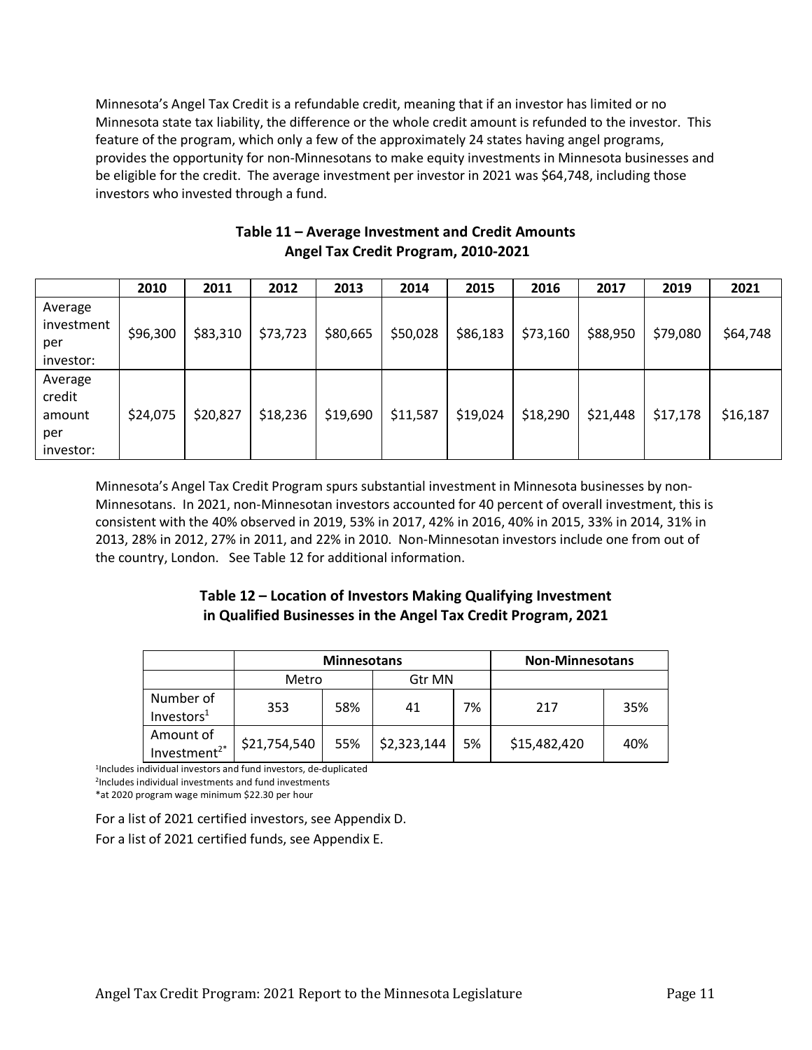Minnesota's Angel Tax Credit is a refundable credit, meaning that if an investor has limited or no Minnesota state tax liability, the difference or the whole credit amount is refunded to the investor. This feature of the program, which only a few of the approximately 24 states having angel programs, provides the opportunity for non-Minnesotans to make equity investments in Minnesota businesses and be eligible for the credit. The average investment per investor in 2021 was $64,748, including those investors who invested through a fund.

**Table 11 – Average Investment and Credit Amounts Angel Tax Credit Program, 2010-2021**

| | 2010 | 2011 | 2012 | 2013 | 2014 | 2015 | 2016 | 2017 | 2019 | 2021 |
|---|---|---|---|---|---|---|---|---|---|---|
| Average investment per investor: | $96,300 | $83,310 | $73,723 | $80,665 | $50,028 | $86,183 | $73,160 | $88,950 | $79,080 | $64,748 |
| Average credit amount per investor: | $24,075 | $20,827 | $18,236 | $19,690 | $11,587 | $19,024 | $18,290 | $21,448 | $17,178 | $16,187 |

Minnesota's Angel Tax Credit Program spurs substantial investment in Minnesota businesses by non-Minnesotans. In 2021, non-Minnesotan investors accounted for 40 percent of overall investment, this is consistent with the 40% observed in 2019, 53% in 2017, 42% in 2016, 40% in 2015, 33% in 2014, 31% in 2013, 28% in 2012, 27% in 2011, and 22% in 2010. Non-Minnesotan investors include one from out of the country, London. See Table 12 for additional information.

**Table 12 – Location of Investors Making Qualifying Investment in Qualified Businesses in the Angel Tax Credit Program, 2021**

| | Minnesotans | | | | Non-Minnesotans | |
|---|---|---|---|---|---|---|
| | Metro | | Gtr MN | | | |
| Number of Investors[1] | 353 | 58% | 41 | 7% | 217 | 35% |
| Amount of Investment[2*] | $21,754,540 | 55% | $2,323,144 | 5% | $15,482,420 | 40% |

[1]Includes individual investors and fund investors, de-duplicated
[2]Includes individual investments and fund investments
*at 2020 program wage minimum $22.30 per hour

For a list of 2021 certified investors, see Appendix D.

For a list of 2021 certified funds, see Appendix E.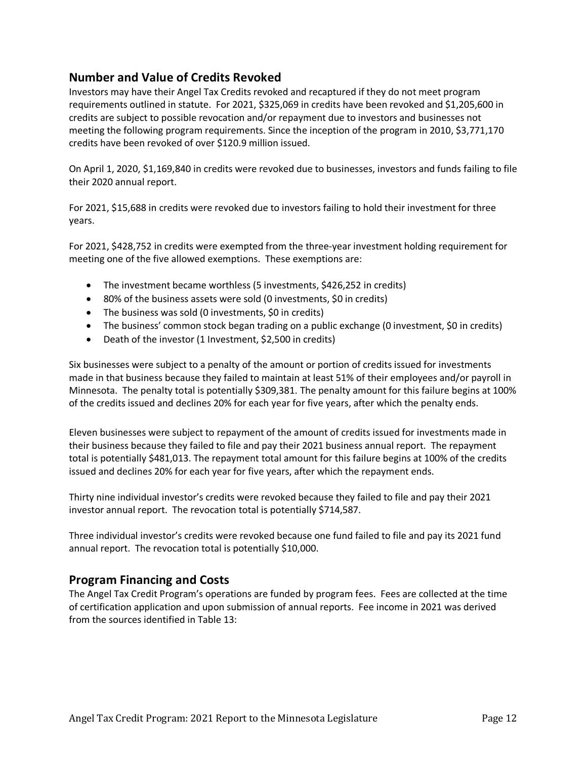## Number and Value of Credits Revoked

Investors may have their Angel Tax Credits revoked and recaptured if they do not meet program requirements outlined in statute. For 2021, $325,069 in credits have been revoked and $1,205,600 in credits are subject to possible revocation and/or repayment due to investors and businesses not meeting the following program requirements. Since the inception of the program in 2010, $3,771,170 credits have been revoked of over $120.9 million issued.

On April 1, 2020, $1,169,840 in credits were revoked due to businesses, investors and funds failing to file their 2020 annual report.

For 2021, $15,688 in credits were revoked due to investors failing to hold their investment for three years.

For 2021, $428,752 in credits were exempted from the three-year investment holding requirement for meeting one of the five allowed exemptions. These exemptions are:

- The investment became worthless (5 investments, $426,252 in credits)
- 80% of the business assets were sold (0 investments, $0 in credits)
- The business was sold (0 investments, $0 in credits)
- The business' common stock began trading on a public exchange (0 investment, $0 in credits)
- Death of the investor (1 Investment, $2,500 in credits)

Six businesses were subject to a penalty of the amount or portion of credits issued for investments made in that business because they failed to maintain at least 51% of their employees and/or payroll in Minnesota. The penalty total is potentially $309,381. The penalty amount for this failure begins at 100% of the credits issued and declines 20% for each year for five years, after which the penalty ends.

Eleven businesses were subject to repayment of the amount of credits issued for investments made in their business because they failed to file and pay their 2021 business annual report. The repayment total is potentially $481,013. The repayment total amount for this failure begins at 100% of the credits issued and declines 20% for each year for five years, after which the repayment ends.

Thirty nine individual investor's credits were revoked because they failed to file and pay their 2021 investor annual report. The revocation total is potentially $714,587.

Three individual investor's credits were revoked because one fund failed to file and pay its 2021 fund annual report. The revocation total is potentially $10,000.

## Program Financing and Costs

The Angel Tax Credit Program's operations are funded by program fees. Fees are collected at the time of certification application and upon submission of annual reports. Fee income in 2021 was derived from the sources identified in Table 13: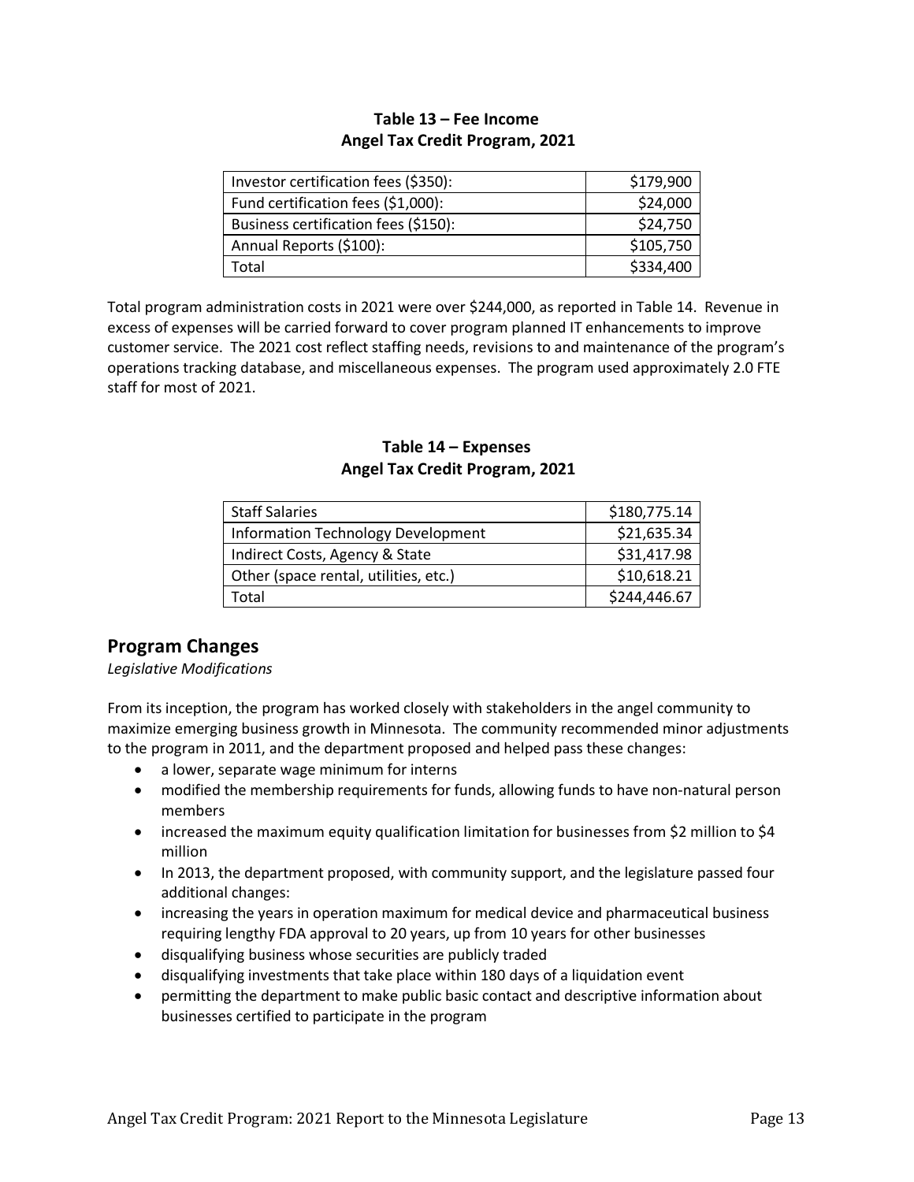**Table 13 – Fee Income**
**Angel Tax Credit Program, 2021**

| | |
|---|---:|
| Investor certification fees ($350): | $179,900 |
| Fund certification fees ($1,000): | $24,000 |
| Business certification fees ($150): | $24,750 |
| Annual Reports ($100): | $105,750 |
| Total | $334,400 |

Total program administration costs in 2021 were over $244,000, as reported in Table 14. Revenue in excess of expenses will be carried forward to cover program planned IT enhancements to improve customer service. The 2021 cost reflect staffing needs, revisions to and maintenance of the program's operations tracking database, and miscellaneous expenses. The program used approximately 2.0 FTE staff for most of 2021.

**Table 14 – Expenses**
**Angel Tax Credit Program, 2021**

| | |
|---|---:|
| Staff Salaries | $180,775.14 |
| Information Technology Development | $21,635.34 |
| Indirect Costs, Agency & State | $31,417.98 |
| Other (space rental, utilities, etc.) | $10,618.21 |
| Total | $244,446.67 |

## Program Changes

*Legislative Modifications*

From its inception, the program has worked closely with stakeholders in the angel community to maximize emerging business growth in Minnesota. The community recommended minor adjustments to the program in 2011, and the department proposed and helped pass these changes:

- a lower, separate wage minimum for interns
- modified the membership requirements for funds, allowing funds to have non-natural person members
- increased the maximum equity qualification limitation for businesses from $2 million to $4 million
- In 2013, the department proposed, with community support, and the legislature passed four additional changes:
- increasing the years in operation maximum for medical device and pharmaceutical business requiring lengthy FDA approval to 20 years, up from 10 years for other businesses
- disqualifying business whose securities are publicly traded
- disqualifying investments that take place within 180 days of a liquidation event
- permitting the department to make public basic contact and descriptive information about businesses certified to participate in the program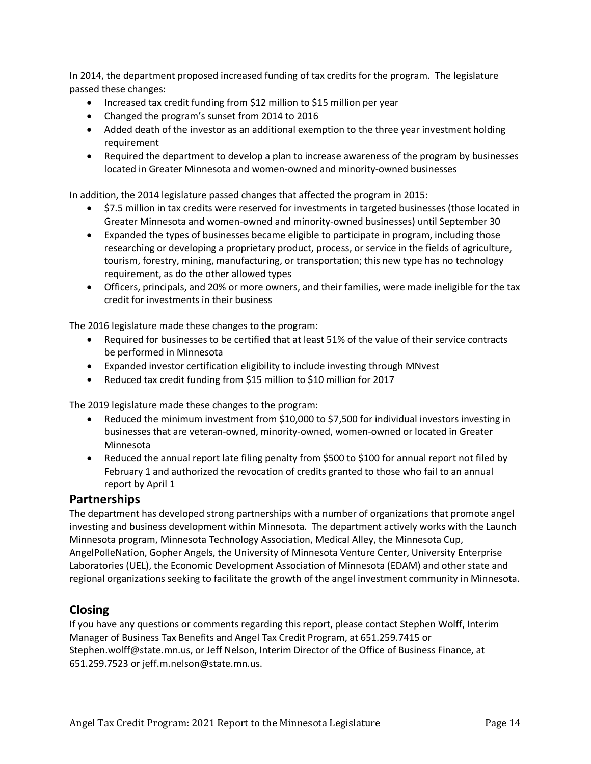In 2014, the department proposed increased funding of tax credits for the program. The legislature passed these changes:

- Increased tax credit funding from $12 million to $15 million per year
- Changed the program's sunset from 2014 to 2016
- Added death of the investor as an additional exemption to the three year investment holding requirement
- Required the department to develop a plan to increase awareness of the program by businesses located in Greater Minnesota and women-owned and minority-owned businesses

In addition, the 2014 legislature passed changes that affected the program in 2015:

- $7.5 million in tax credits were reserved for investments in targeted businesses (those located in Greater Minnesota and women-owned and minority-owned businesses) until September 30
- Expanded the types of businesses became eligible to participate in program, including those researching or developing a proprietary product, process, or service in the fields of agriculture, tourism, forestry, mining, manufacturing, or transportation; this new type has no technology requirement, as do the other allowed types
- Officers, principals, and 20% or more owners, and their families, were made ineligible for the tax credit for investments in their business

The 2016 legislature made these changes to the program:

- Required for businesses to be certified that at least 51% of the value of their service contracts be performed in Minnesota
- Expanded investor certification eligibility to include investing through MNvest
- Reduced tax credit funding from $15 million to $10 million for 2017

The 2019 legislature made these changes to the program:

- Reduced the minimum investment from $10,000 to $7,500 for individual investors investing in businesses that are veteran-owned, minority-owned, women-owned or located in Greater Minnesota
- Reduced the annual report late filing penalty from $500 to $100 for annual report not filed by February 1 and authorized the revocation of credits granted to those who fail to an annual report by April 1

## Partnerships

The department has developed strong partnerships with a number of organizations that promote angel investing and business development within Minnesota. The department actively works with the Launch Minnesota program, Minnesota Technology Association, Medical Alley, the Minnesota Cup, AngelPolleNation, Gopher Angels, the University of Minnesota Venture Center, University Enterprise Laboratories (UEL), the Economic Development Association of Minnesota (EDAM) and other state and regional organizations seeking to facilitate the growth of the angel investment community in Minnesota.

## Closing

If you have any questions or comments regarding this report, please contact Stephen Wolff, Interim Manager of Business Tax Benefits and Angel Tax Credit Program, at 651.259.7415 or Stephen.wolff@state.mn.us, or Jeff Nelson, Interim Director of the Office of Business Finance, at 651.259.7523 or jeff.m.nelson@state.mn.us.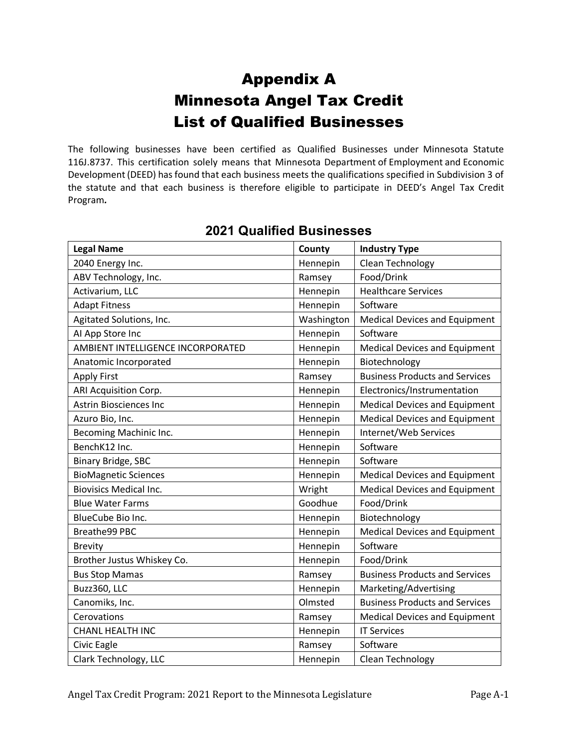# Appendix A
# Minnesota Angel Tax Credit
# List of Qualified Businesses

The following businesses have been certified as Qualified Businesses under Minnesota Statute 116J.8737. This certification solely means that Minnesota Department of Employment and Economic Development (DEED) has found that each business meets the qualifications specified in Subdivision 3 of the statute and that each business is therefore eligible to participate in DEED's Angel Tax Credit Program**.**

## 2021 Qualified Businesses

| Legal Name | County | Industry Type |
|---|---|---|
| 2040 Energy Inc. | Hennepin | Clean Technology |
| ABV Technology, Inc. | Ramsey | Food/Drink |
| Activarium, LLC | Hennepin | Healthcare Services |
| Adapt Fitness | Hennepin | Software |
| Agitated Solutions, Inc. | Washington | Medical Devices and Equipment |
| AI App Store Inc | Hennepin | Software |
| AMBIENT INTELLIGENCE INCORPORATED | Hennepin | Medical Devices and Equipment |
| Anatomic Incorporated | Hennepin | Biotechnology |
| Apply First | Ramsey | Business Products and Services |
| ARI Acquisition Corp. | Hennepin | Electronics/Instrumentation |
| Astrin Biosciences Inc | Hennepin | Medical Devices and Equipment |
| Azuro Bio, Inc. | Hennepin | Medical Devices and Equipment |
| Becoming Machinic Inc. | Hennepin | Internet/Web Services |
| BenchK12 Inc. | Hennepin | Software |
| Binary Bridge, SBC | Hennepin | Software |
| BioMagnetic Sciences | Hennepin | Medical Devices and Equipment |
| Biovisics Medical Inc. | Wright | Medical Devices and Equipment |
| Blue Water Farms | Goodhue | Food/Drink |
| BlueCube Bio Inc. | Hennepin | Biotechnology |
| Breathe99 PBC | Hennepin | Medical Devices and Equipment |
| Brevity | Hennepin | Software |
| Brother Justus Whiskey Co. | Hennepin | Food/Drink |
| Bus Stop Mamas | Ramsey | Business Products and Services |
| Buzz360, LLC | Hennepin | Marketing/Advertising |
| Canomiks, Inc. | Olmsted | Business Products and Services |
| Cerovations | Ramsey | Medical Devices and Equipment |
| CHANL HEALTH INC | Hennepin | IT Services |
| Civic Eagle | Ramsey | Software |
| Clark Technology, LLC | Hennepin | Clean Technology |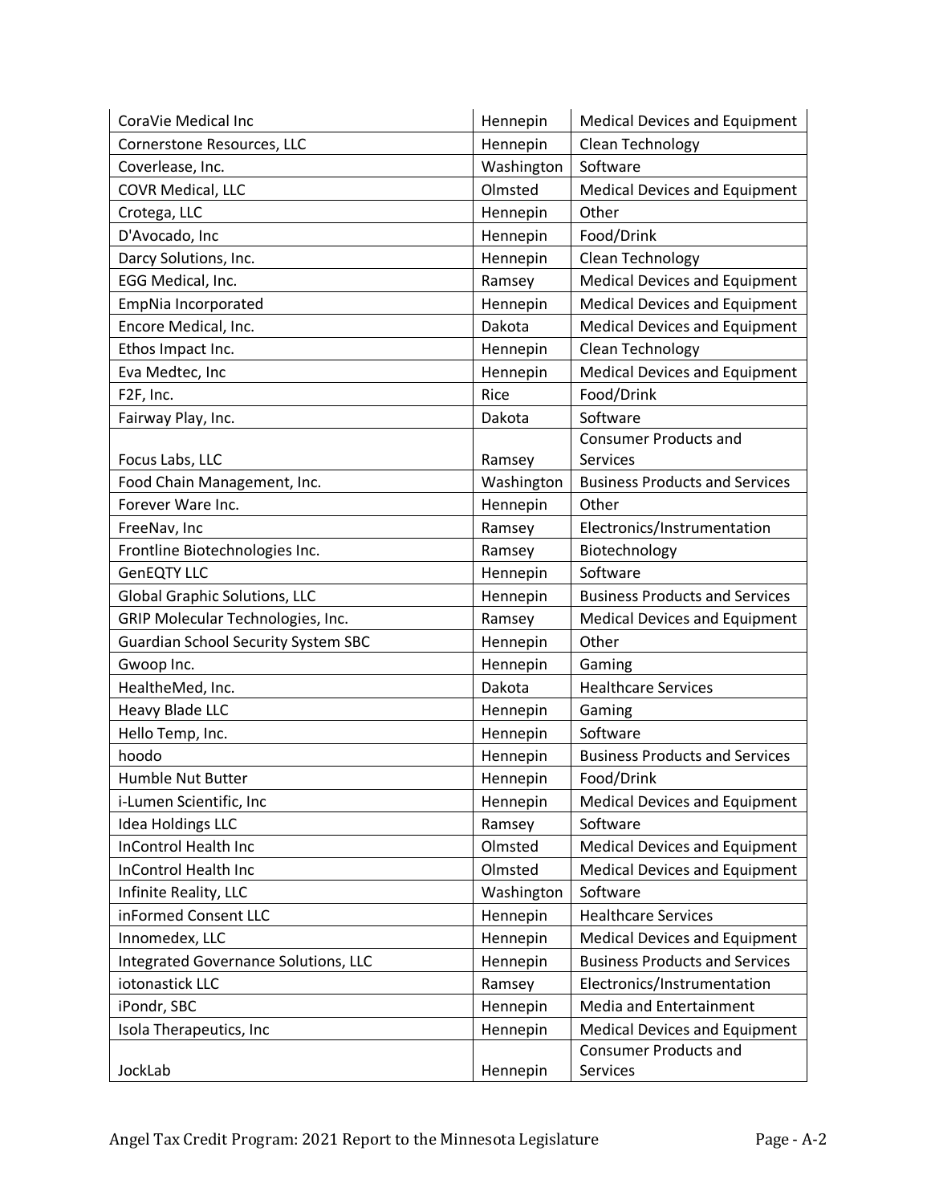| | | |
|---|---|---|
| CoraVie Medical Inc | Hennepin | Medical Devices and Equipment |
| Cornerstone Resources, LLC | Hennepin | Clean Technology |
| Coverlease, Inc. | Washington | Software |
| COVR Medical, LLC | Olmsted | Medical Devices and Equipment |
| Crotega, LLC | Hennepin | Other |
| D'Avocado, Inc | Hennepin | Food/Drink |
| Darcy Solutions, Inc. | Hennepin | Clean Technology |
| EGG Medical, Inc. | Ramsey | Medical Devices and Equipment |
| EmpNia Incorporated | Hennepin | Medical Devices and Equipment |
| Encore Medical, Inc. | Dakota | Medical Devices and Equipment |
| Ethos Impact Inc. | Hennepin | Clean Technology |
| Eva Medtec, Inc | Hennepin | Medical Devices and Equipment |
| F2F, Inc. | Rice | Food/Drink |
| Fairway Play, Inc. | Dakota | Software |
| Focus Labs, LLC | Ramsey | Consumer Products and Services |
| Food Chain Management, Inc. | Washington | Business Products and Services |
| Forever Ware Inc. | Hennepin | Other |
| FreeNav, Inc | Ramsey | Electronics/Instrumentation |
| Frontline Biotechnologies Inc. | Ramsey | Biotechnology |
| GenEQTY LLC | Hennepin | Software |
| Global Graphic Solutions, LLC | Hennepin | Business Products and Services |
| GRIP Molecular Technologies, Inc. | Ramsey | Medical Devices and Equipment |
| Guardian School Security System SBC | Hennepin | Other |
| Gwoop Inc. | Hennepin | Gaming |
| HealtheMed, Inc. | Dakota | Healthcare Services |
| Heavy Blade LLC | Hennepin | Gaming |
| Hello Temp, Inc. | Hennepin | Software |
| hoodo | Hennepin | Business Products and Services |
| Humble Nut Butter | Hennepin | Food/Drink |
| i-Lumen Scientific, Inc | Hennepin | Medical Devices and Equipment |
| Idea Holdings LLC | Ramsey | Software |
| InControl Health Inc | Olmsted | Medical Devices and Equipment |
| InControl Health Inc | Olmsted | Medical Devices and Equipment |
| Infinite Reality, LLC | Washington | Software |
| inFormed Consent LLC | Hennepin | Healthcare Services |
| Innomedex, LLC | Hennepin | Medical Devices and Equipment |
| Integrated Governance Solutions, LLC | Hennepin | Business Products and Services |
| iotonastick LLC | Ramsey | Electronics/Instrumentation |
| iPondr, SBC | Hennepin | Media and Entertainment |
| Isola Therapeutics, Inc | Hennepin | Medical Devices and Equipment |
| JockLab | Hennepin | Consumer Products and Services |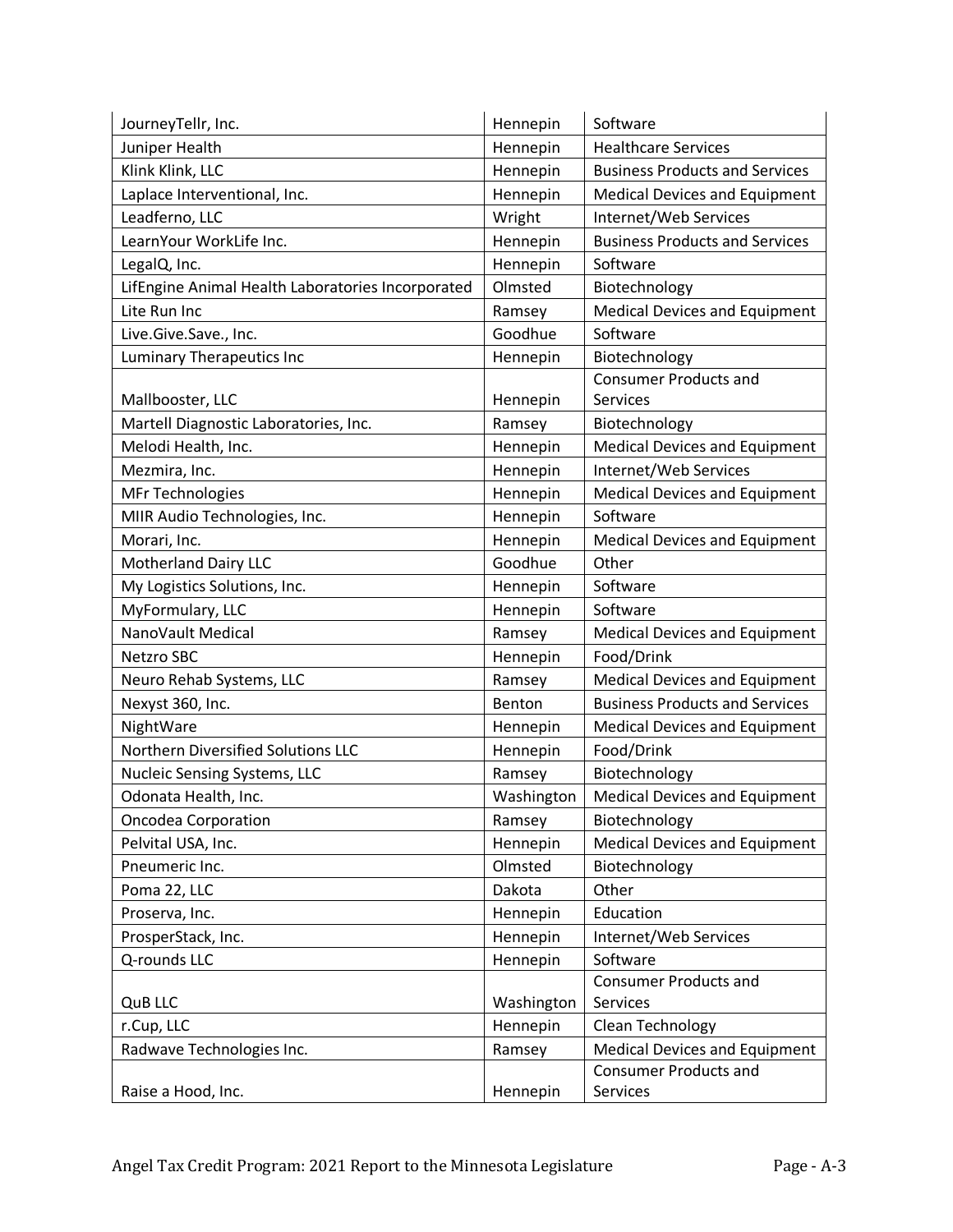| | | |
|---|---|---|
| JourneyTellr, Inc. | Hennepin | Software |
| Juniper Health | Hennepin | Healthcare Services |
| Klink Klink, LLC | Hennepin | Business Products and Services |
| Laplace Interventional, Inc. | Hennepin | Medical Devices and Equipment |
| Leadferno, LLC | Wright | Internet/Web Services |
| LearnYour WorkLife Inc. | Hennepin | Business Products and Services |
| LegalQ, Inc. | Hennepin | Software |
| LifEngine Animal Health Laboratories Incorporated | Olmsted | Biotechnology |
| Lite Run Inc | Ramsey | Medical Devices and Equipment |
| Live.Give.Save., Inc. | Goodhue | Software |
| Luminary Therapeutics Inc | Hennepin | Biotechnology |
| Mallbooster, LLC | Hennepin | Consumer Products and Services |
| Martell Diagnostic Laboratories, Inc. | Ramsey | Biotechnology |
| Melodi Health, Inc. | Hennepin | Medical Devices and Equipment |
| Mezmira, Inc. | Hennepin | Internet/Web Services |
| MFr Technologies | Hennepin | Medical Devices and Equipment |
| MIIR Audio Technologies, Inc. | Hennepin | Software |
| Morari, Inc. | Hennepin | Medical Devices and Equipment |
| Motherland Dairy LLC | Goodhue | Other |
| My Logistics Solutions, Inc. | Hennepin | Software |
| MyFormulary, LLC | Hennepin | Software |
| NanoVault Medical | Ramsey | Medical Devices and Equipment |
| Netzro SBC | Hennepin | Food/Drink |
| Neuro Rehab Systems, LLC | Ramsey | Medical Devices and Equipment |
| Nexyst 360, Inc. | Benton | Business Products and Services |
| NightWare | Hennepin | Medical Devices and Equipment |
| Northern Diversified Solutions LLC | Hennepin | Food/Drink |
| Nucleic Sensing Systems, LLC | Ramsey | Biotechnology |
| Odonata Health, Inc. | Washington | Medical Devices and Equipment |
| Oncodea Corporation | Ramsey | Biotechnology |
| Pelvital USA, Inc. | Hennepin | Medical Devices and Equipment |
| Pneumeric Inc. | Olmsted | Biotechnology |
| Poma 22, LLC | Dakota | Other |
| Proserva, Inc. | Hennepin | Education |
| ProsperStack, Inc. | Hennepin | Internet/Web Services |
| Q-rounds LLC | Hennepin | Software |
| QuB LLC | Washington | Consumer Products and Services |
| r.Cup, LLC | Hennepin | Clean Technology |
| Radwave Technologies Inc. | Ramsey | Medical Devices and Equipment |
| Raise a Hood, Inc. | Hennepin | Consumer Products and Services |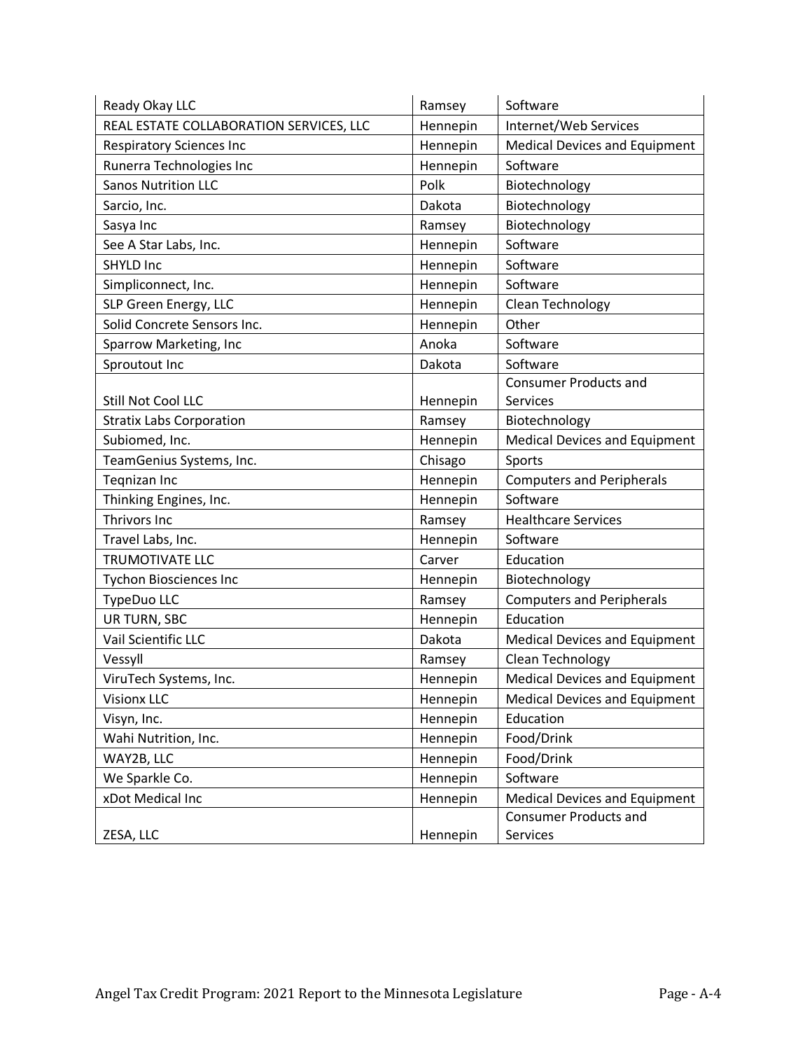| Ready Okay LLC | Ramsey | Software |
|---|---|---|
| REAL ESTATE COLLABORATION SERVICES, LLC | Hennepin | Internet/Web Services |
| Respiratory Sciences Inc | Hennepin | Medical Devices and Equipment |
| Runerra Technologies Inc | Hennepin | Software |
| Sanos Nutrition LLC | Polk | Biotechnology |
| Sarcio, Inc. | Dakota | Biotechnology |
| Sasya Inc | Ramsey | Biotechnology |
| See A Star Labs, Inc. | Hennepin | Software |
| SHYLD Inc | Hennepin | Software |
| Simpliconnect, Inc. | Hennepin | Software |
| SLP Green Energy, LLC | Hennepin | Clean Technology |
| Solid Concrete Sensors Inc. | Hennepin | Other |
| Sparrow Marketing, Inc | Anoka | Software |
| Sproutout Inc | Dakota | Software |
| Still Not Cool LLC | Hennepin | Consumer Products and Services |
| Stratix Labs Corporation | Ramsey | Biotechnology |
| Subiomed, Inc. | Hennepin | Medical Devices and Equipment |
| TeamGenius Systems, Inc. | Chisago | Sports |
| Teqnizan Inc | Hennepin | Computers and Peripherals |
| Thinking Engines, Inc. | Hennepin | Software |
| Thrivors Inc | Ramsey | Healthcare Services |
| Travel Labs, Inc. | Hennepin | Software |
| TRUMOTIVATE LLC | Carver | Education |
| Tychon Biosciences Inc | Hennepin | Biotechnology |
| TypeDuo LLC | Ramsey | Computers and Peripherals |
| UR TURN, SBC | Hennepin | Education |
| Vail Scientific LLC | Dakota | Medical Devices and Equipment |
| Vessyll | Ramsey | Clean Technology |
| ViruTech Systems, Inc. | Hennepin | Medical Devices and Equipment |
| Visionx LLC | Hennepin | Medical Devices and Equipment |
| Visyn, Inc. | Hennepin | Education |
| Wahi Nutrition, Inc. | Hennepin | Food/Drink |
| WAY2B, LLC | Hennepin | Food/Drink |
| We Sparkle Co. | Hennepin | Software |
| xDot Medical Inc | Hennepin | Medical Devices and Equipment |
| ZESA, LLC | Hennepin | Consumer Products and Services |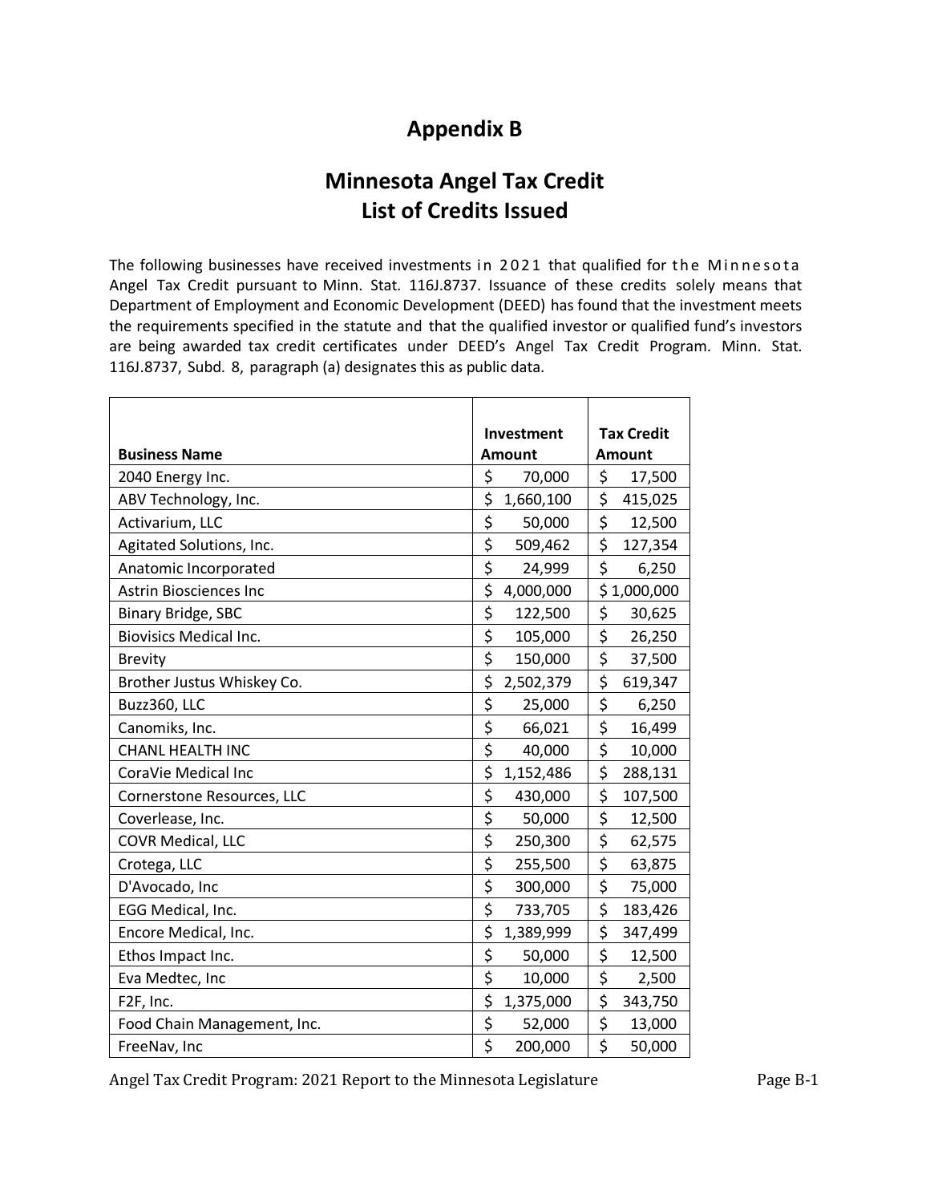# Appendix B

## Minnesota Angel Tax Credit
## List of Credits Issued

The following businesses have received investments in 2021 that qualified for the Minnesota Angel Tax Credit pursuant to Minn. Stat. 116J.8737. Issuance of these credits solely means that Department of Employment and Economic Development (DEED) has found that the investment meets the requirements specified in the statute and that the qualified investor or qualified fund's investors are being awarded tax credit certificates under DEED's Angel Tax Credit Program. Minn. Stat. 116J.8737, Subd. 8, paragraph (a) designates this as public data.

| Business Name | Investment Amount | Tax Credit Amount |
|---|---|---|
| 2040 Energy Inc. | $ 70,000 | $ 17,500 |
| ABV Technology, Inc. | $ 1,660,100 | $ 415,025 |
| Activarium, LLC | $ 50,000 | $ 12,500 |
| Agitated Solutions, Inc. | $ 509,462 | $ 127,354 |
| Anatomic Incorporated | $ 24,999 | $ 6,250 |
| Astrin Biosciences Inc | $ 4,000,000 | $ 1,000,000 |
| Binary Bridge, SBC | $ 122,500 | $ 30,625 |
| Biovisics Medical Inc. | $ 105,000 | $ 26,250 |
| Brevity | $ 150,000 | $ 37,500 |
| Brother Justus Whiskey Co. | $ 2,502,379 | $ 619,347 |
| Buzz360, LLC | $ 25,000 | $ 6,250 |
| Canomiks, Inc. | $ 66,021 | $ 16,499 |
| CHANL HEALTH INC | $ 40,000 | $ 10,000 |
| CoraVie Medical Inc | $ 1,152,486 | $ 288,131 |
| Cornerstone Resources, LLC | $ 430,000 | $ 107,500 |
| Coverlease, Inc. | $ 50,000 | $ 12,500 |
| COVR Medical, LLC | $ 250,300 | $ 62,575 |
| Crotega, LLC | $ 255,500 | $ 63,875 |
| D'Avocado, Inc | $ 300,000 | $ 75,000 |
| EGG Medical, Inc. | $ 733,705 | $ 183,426 |
| Encore Medical, Inc. | $ 1,389,999 | $ 347,499 |
| Ethos Impact Inc. | $ 50,000 | $ 12,500 |
| Eva Medtec, Inc | $ 10,000 | $ 2,500 |
| F2F, Inc. | $ 1,375,000 | $ 343,750 |
| Food Chain Management, Inc. | $ 52,000 | $ 13,000 |
| FreeNav, Inc | $ 200,000 | $ 50,000 |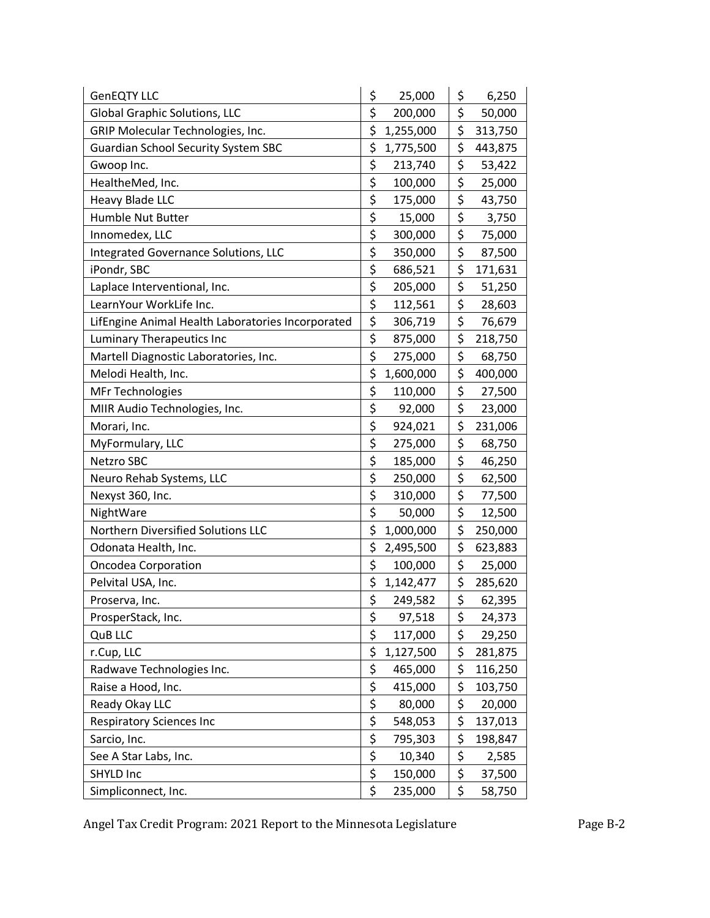| | | |
|---|---|---|
| GenEQTY LLC | $ 25,000 | $ 6,250 |
| Global Graphic Solutions, LLC | $ 200,000 | $ 50,000 |
| GRIP Molecular Technologies, Inc. | $ 1,255,000 | $ 313,750 |
| Guardian School Security System SBC | $ 1,775,500 | $ 443,875 |
| Gwoop Inc. | $ 213,740 | $ 53,422 |
| HealtheMed, Inc. | $ 100,000 | $ 25,000 |
| Heavy Blade LLC | $ 175,000 | $ 43,750 |
| Humble Nut Butter | $ 15,000 | $ 3,750 |
| Innomedex, LLC | $ 300,000 | $ 75,000 |
| Integrated Governance Solutions, LLC | $ 350,000 | $ 87,500 |
| iPondr, SBC | $ 686,521 | $ 171,631 |
| Laplace Interventional, Inc. | $ 205,000 | $ 51,250 |
| LearnYour WorkLife Inc. | $ 112,561 | $ 28,603 |
| LifEngine Animal Health Laboratories Incorporated | $ 306,719 | $ 76,679 |
| Luminary Therapeutics Inc | $ 875,000 | $ 218,750 |
| Martell Diagnostic Laboratories, Inc. | $ 275,000 | $ 68,750 |
| Melodi Health, Inc. | $ 1,600,000 | $ 400,000 |
| MFr Technologies | $ 110,000 | $ 27,500 |
| MIIR Audio Technologies, Inc. | $ 92,000 | $ 23,000 |
| Morari, Inc. | $ 924,021 | $ 231,006 |
| MyFormulary, LLC | $ 275,000 | $ 68,750 |
| Netzro SBC | $ 185,000 | $ 46,250 |
| Neuro Rehab Systems, LLC | $ 250,000 | $ 62,500 |
| Nexyst 360, Inc. | $ 310,000 | $ 77,500 |
| NightWare | $ 50,000 | $ 12,500 |
| Northern Diversified Solutions LLC | $ 1,000,000 | $ 250,000 |
| Odonata Health, Inc. | $ 2,495,500 | $ 623,883 |
| Oncodea Corporation | $ 100,000 | $ 25,000 |
| Pelvital USA, Inc. | $ 1,142,477 | $ 285,620 |
| Proserva, Inc. | $ 249,582 | $ 62,395 |
| ProsperStack, Inc. | $ 97,518 | $ 24,373 |
| QuB LLC | $ 117,000 | $ 29,250 |
| r.Cup, LLC | $ 1,127,500 | $ 281,875 |
| Radwave Technologies Inc. | $ 465,000 | $ 116,250 |
| Raise a Hood, Inc. | $ 415,000 | $ 103,750 |
| Ready Okay LLC | $ 80,000 | $ 20,000 |
| Respiratory Sciences Inc | $ 548,053 | $ 137,013 |
| Sarcio, Inc. | $ 795,303 | $ 198,847 |
| See A Star Labs, Inc. | $ 10,340 | $ 2,585 |
| SHYLD Inc | $ 150,000 | $ 37,500 |
| Simpliconnect, Inc. | $ 235,000 | $ 58,750 |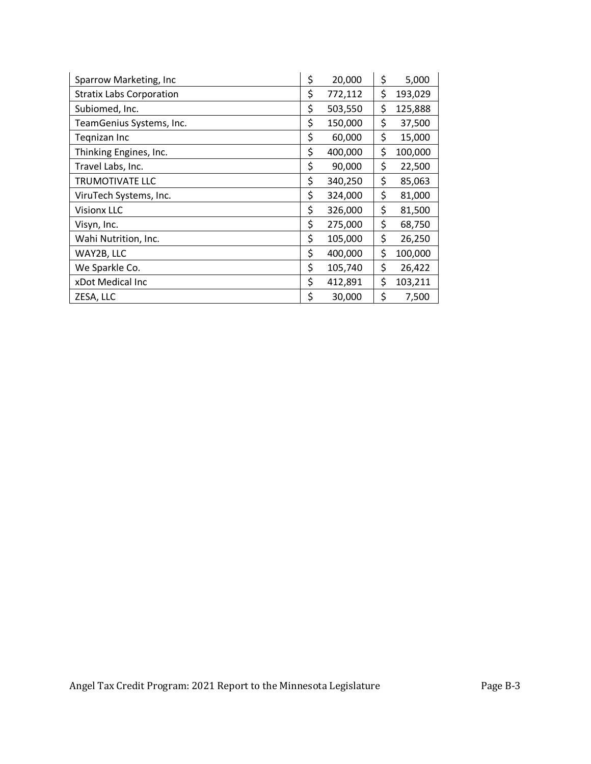| | | |
|---|---|---|
| Sparrow Marketing, Inc | $ 20,000 | $ 5,000 |
| Stratix Labs Corporation | $ 772,112 | $ 193,029 |
| Subiomed, Inc. | $ 503,550 | $ 125,888 |
| TeamGenius Systems, Inc. | $ 150,000 | $ 37,500 |
| Teqnizan Inc | $ 60,000 | $ 15,000 |
| Thinking Engines, Inc. | $ 400,000 | $ 100,000 |
| Travel Labs, Inc. | $ 90,000 | $ 22,500 |
| TRUMOTIVATE LLC | $ 340,250 | $ 85,063 |
| ViruTech Systems, Inc. | $ 324,000 | $ 81,000 |
| Visionx LLC | $ 326,000 | $ 81,500 |
| Visyn, Inc. | $ 275,000 | $ 68,750 |
| Wahi Nutrition, Inc. | $ 105,000 | $ 26,250 |
| WAY2B, LLC | $ 400,000 | $ 100,000 |
| We Sparkle Co. | $ 105,740 | $ 26,422 |
| xDot Medical Inc | $ 412,891 | $ 103,211 |
| ZESA, LLC | $ 30,000 | $ 7,500 |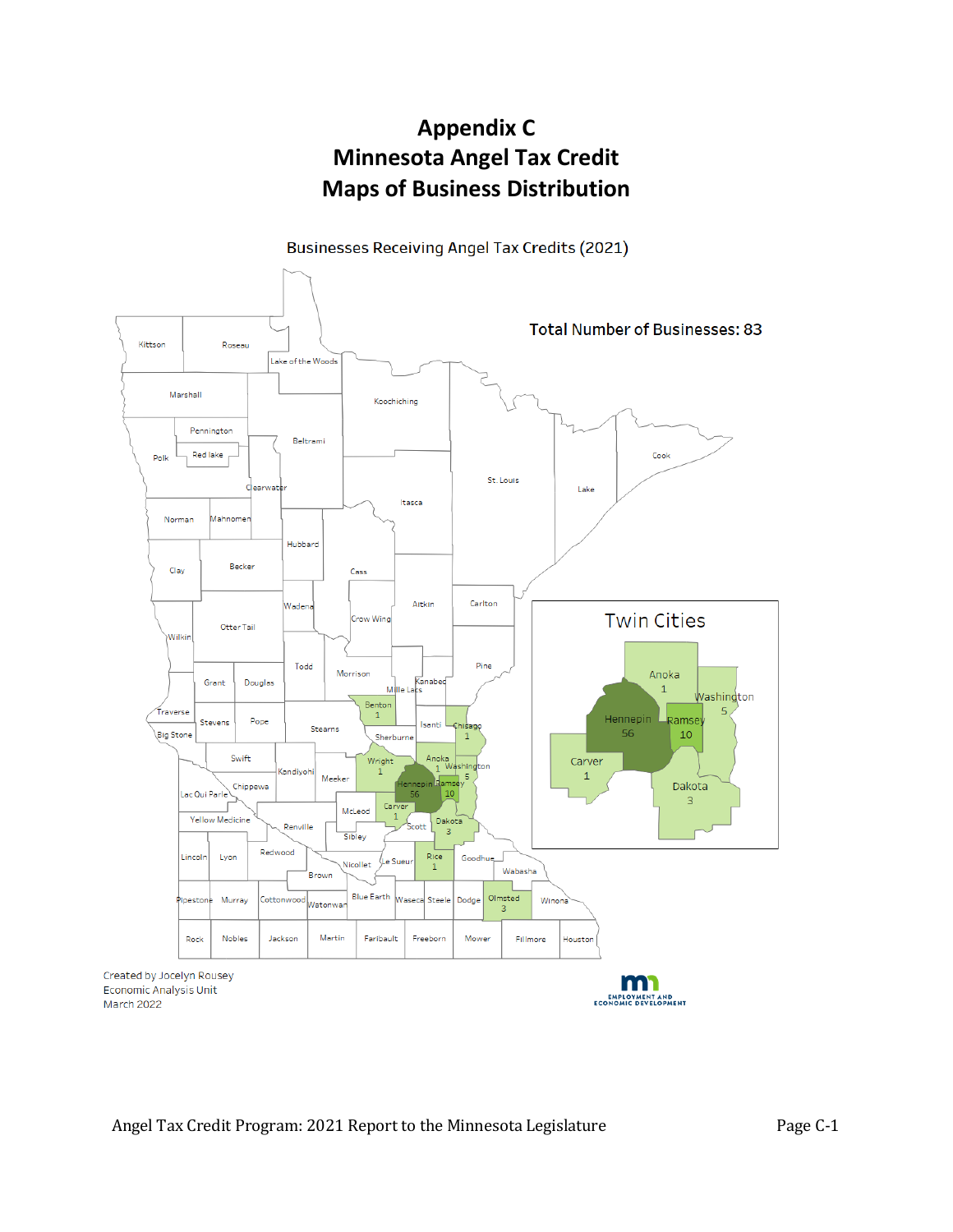# Appendix C
# Minnesota Angel Tax Credit
# Maps of Business Distribution

Businesses Receiving Angel Tax Credits (2021)

Total Number of Businesses: 83

| County | Businesses |
|---|---|
| Hennepin | 56 |
| Ramsey | 10 |
| Washington | 5 |
| Dakota | 3 |
| Olmsted | 3 |
| Anoka | 1 |
| Carver | 1 |
| Benton | 1 |
| Chisago | 1 |
| Wright | 1 |
| Rice | 1 |

Created by Jocelyn Rousey
Economic Analysis Unit
March 2022

EMPLOYMENT AND ECONOMIC DEVELOPMENT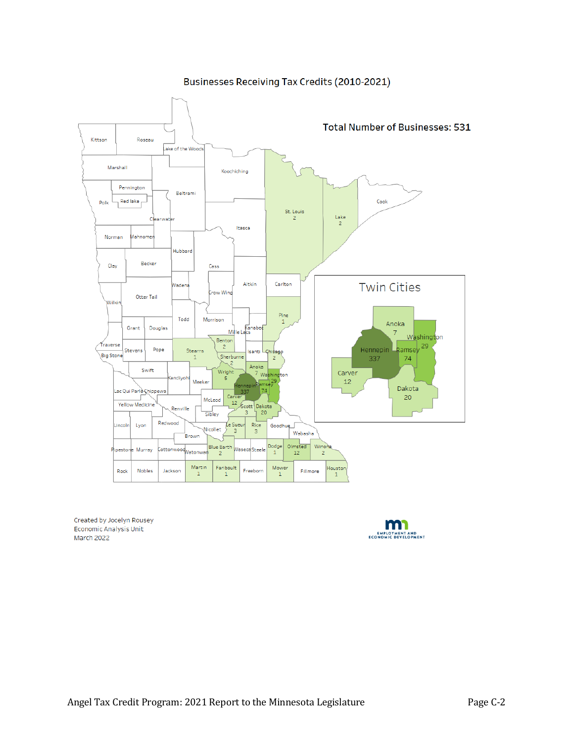## Businesses Receiving Tax Credits (2010-2021)

**Total Number of Businesses: 531**

| County | Businesses |
| --- | --- |
| St. Louis | 2 |
| Lake | 2 |
| Pine | 1 |
| Benton | 2 |
| Stearns | 1 |
| Sherburne | 2 |
| Chisago | 2 |
| Anoka | 7 |
| Wright | 5 |
| Washington | 29 |
| Hennepin | 337 |
| Ramsey | 74 |
| Carver | 12 |
| Scott | 3 |
| Dakota | 20 |
| Le Sueur | 3 |
| Rice | 3 |
| Blue Earth | 2 |
| Dodge | 1 |
| Olmsted | 12 |
| Winona | 2 |
| Martin | 1 |
| Faribault | 1 |
| Mower | 1 |
| Houston | 1 |

Created by Jocelyn Rousey
Economic Analysis Unit
March 2022

EMPLOYMENT AND ECONOMIC DEVELOPMENT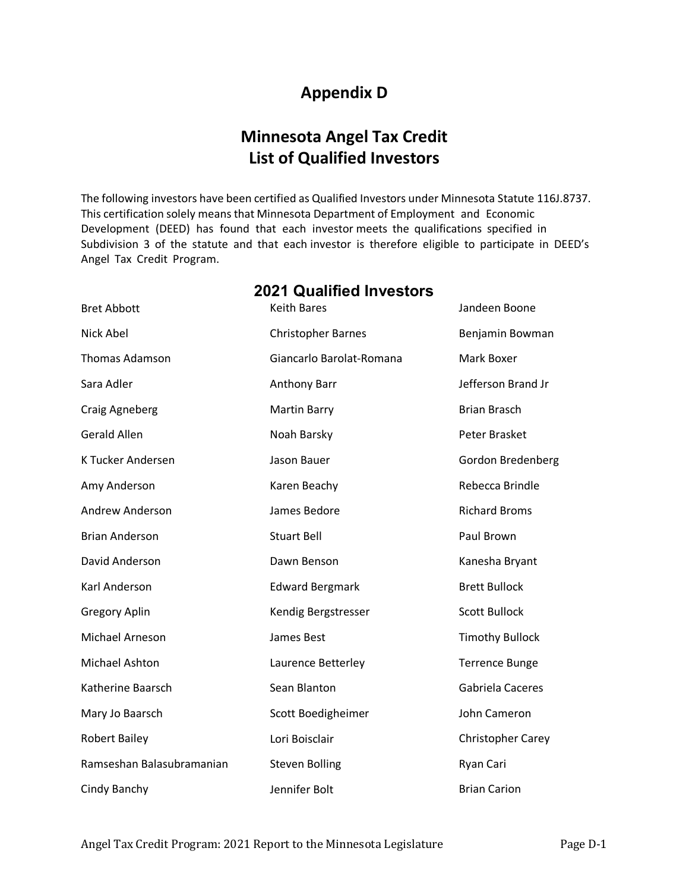# Appendix D

## Minnesota Angel Tax Credit
## List of Qualified Investors

The following investors have been certified as Qualified Investors under Minnesota Statute 116J.8737. This certification solely means that Minnesota Department of Employment and Economic Development (DEED) has found that each investor meets the qualifications specified in Subdivision 3 of the statute and that each investor is therefore eligible to participate in DEED's Angel Tax Credit Program.

### 2021 Qualified Investors

Bret Abbott
Nick Abel
Thomas Adamson
Sara Adler
Craig Agneberg
Gerald Allen
K Tucker Andersen
Amy Anderson
Andrew Anderson
Brian Anderson
David Anderson
Karl Anderson
Gregory Aplin
Michael Arneson
Michael Ashton
Katherine Baarsch
Mary Jo Baarsch
Robert Bailey
Ramseshan Balasubramanian
Cindy Banchy
Keith Bares
Christopher Barnes
Giancarlo Barolat-Romana
Anthony Barr
Martin Barry
Noah Barsky
Jason Bauer
Karen Beachy
James Bedore
Stuart Bell
Dawn Benson
Edward Bergmark
Kendig Bergstresser
James Best
Laurence Betterley
Sean Blanton
Scott Boedigheimer
Lori Boisclair
Steven Bolling
Jennifer Bolt
Jandeen Boone
Benjamin Bowman
Mark Boxer
Jefferson Brand Jr
Brian Brasch
Peter Brasket
Gordon Bredenberg
Rebecca Brindle
Richard Broms
Paul Brown
Kanesha Bryant
Brett Bullock
Scott Bullock
Timothy Bullock
Terrence Bunge
Gabriela Caceres
John Cameron
Christopher Carey
Ryan Cari
Brian Carion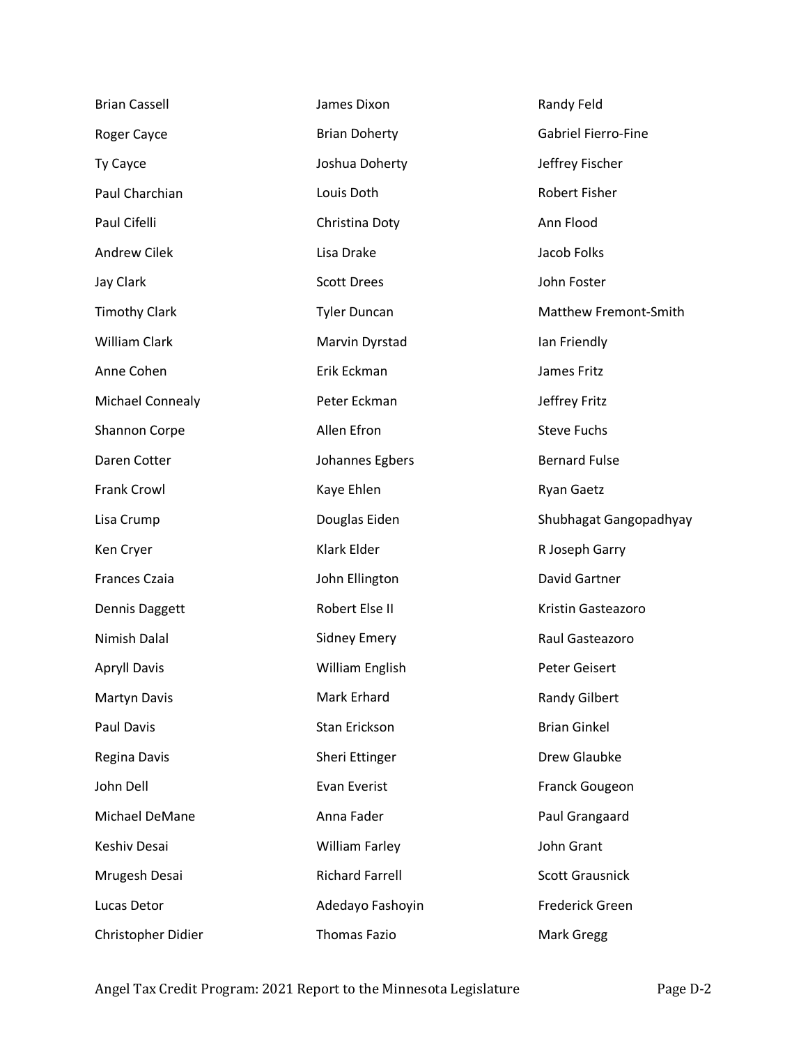Brian Cassell
Roger Cayce
Ty Cayce
Paul Charchian
Paul Cifelli
Andrew Cilek
Jay Clark
Timothy Clark
William Clark
Anne Cohen
Michael Connealy
Shannon Corpe
Daren Cotter
Frank Crowl
Lisa Crump
Ken Cryer
Frances Czaia
Dennis Daggett
Nimish Dalal
Apryll Davis
Martyn Davis
Paul Davis
Regina Davis
John Dell
Michael DeMane
Keshiv Desai
Mrugesh Desai
Lucas Detor
Christopher Didier

James Dixon
Brian Doherty
Joshua Doherty
Louis Doth
Christina Doty
Lisa Drake
Scott Drees
Tyler Duncan
Marvin Dyrstad
Erik Eckman
Peter Eckman
Allen Efron
Johannes Egbers
Kaye Ehlen
Douglas Eiden
Klark Elder
John Ellington
Robert Else II
Sidney Emery
William English
Mark Erhard
Stan Erickson
Sheri Ettinger
Evan Everist
Anna Fader
William Farley
Richard Farrell
Adedayo Fashoyin
Thomas Fazio

Randy Feld
Gabriel Fierro-Fine
Jeffrey Fischer
Robert Fisher
Ann Flood
Jacob Folks
John Foster
Matthew Fremont-Smith
Ian Friendly
James Fritz
Jeffrey Fritz
Steve Fuchs
Bernard Fulse
Ryan Gaetz
Shubhagat Gangopadhyay
R Joseph Garry
David Gartner
Kristin Gasteazoro
Raul Gasteazoro
Peter Geisert
Randy Gilbert
Brian Ginkel
Drew Glaubke
Franck Gougeon
Paul Grangaard
John Grant
Scott Grausnick
Frederick Green
Mark Gregg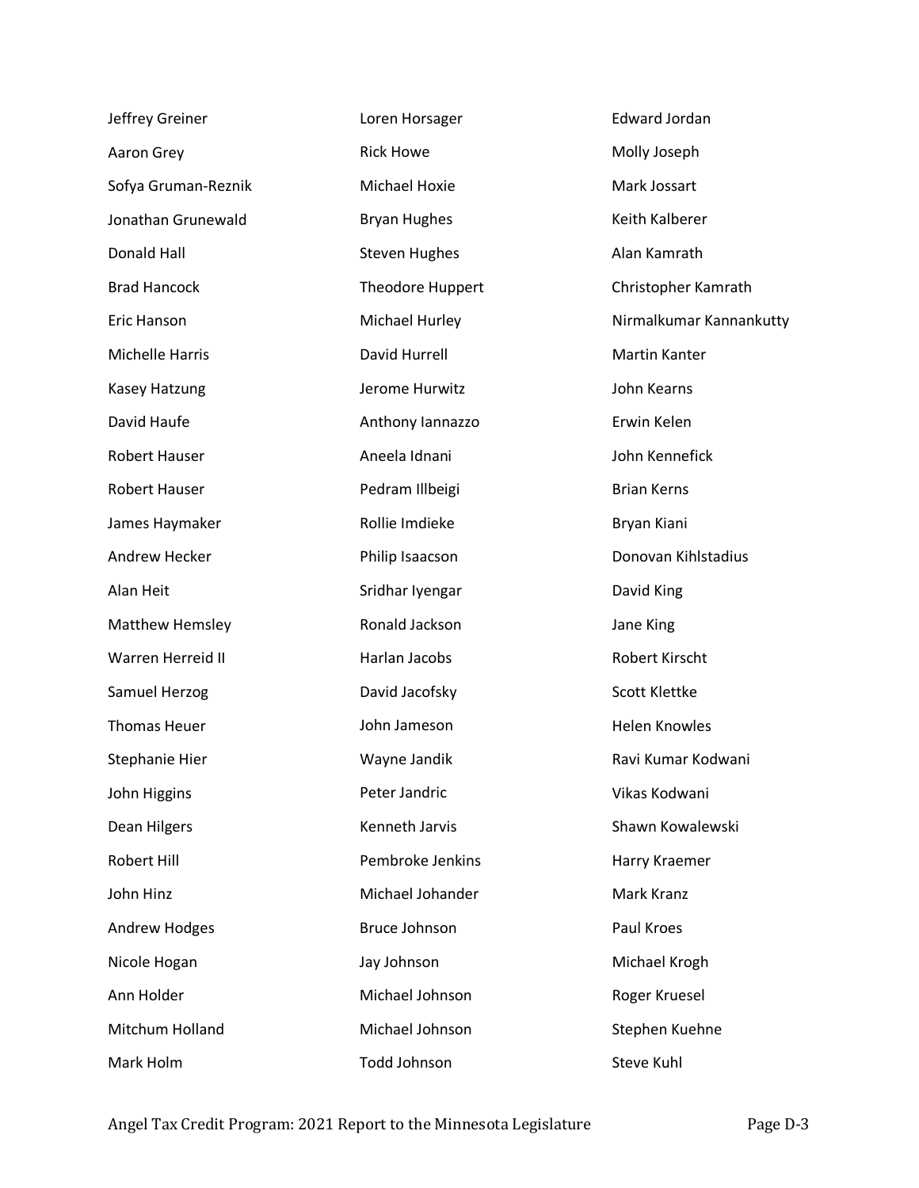Jeffrey Greiner
Aaron Grey
Sofya Gruman-Reznik
Jonathan Grunewald
Donald Hall
Brad Hancock
Eric Hanson
Michelle Harris
Kasey Hatzung
David Haufe
Robert Hauser
Robert Hauser
James Haymaker
Andrew Hecker
Alan Heit
Matthew Hemsley
Warren Herreid II
Samuel Herzog
Thomas Heuer
Stephanie Hier
John Higgins
Dean Hilgers
Robert Hill
John Hinz
Andrew Hodges
Nicole Hogan
Ann Holder
Mitchum Holland
Mark Holm
Loren Horsager
Rick Howe
Michael Hoxie
Bryan Hughes
Steven Hughes
Theodore Huppert
Michael Hurley
David Hurrell
Jerome Hurwitz
Anthony Iannazzo
Aneela Idnani
Pedram Illbeigi
Rollie Imdieke
Philip Isaacson
Sridhar Iyengar
Ronald Jackson
Harlan Jacobs
David Jacofsky
John Jameson
Wayne Jandik
Peter Jandric
Kenneth Jarvis
Pembroke Jenkins
Michael Johander
Bruce Johnson
Jay Johnson
Michael Johnson
Michael Johnson
Todd Johnson
Edward Jordan
Molly Joseph
Mark Jossart
Keith Kalberer
Alan Kamrath
Christopher Kamrath
Nirmalkumar Kannankutty
Martin Kanter
John Kearns
Erwin Kelen
John Kennefick
Brian Kerns
Bryan Kiani
Donovan Kihlstadius
David King
Jane King
Robert Kirscht
Scott Klettke
Helen Knowles
Ravi Kumar Kodwani
Vikas Kodwani
Shawn Kowalewski
Harry Kraemer
Mark Kranz
Paul Kroes
Michael Krogh
Roger Kruesel
Stephen Kuehne
Steve Kuhl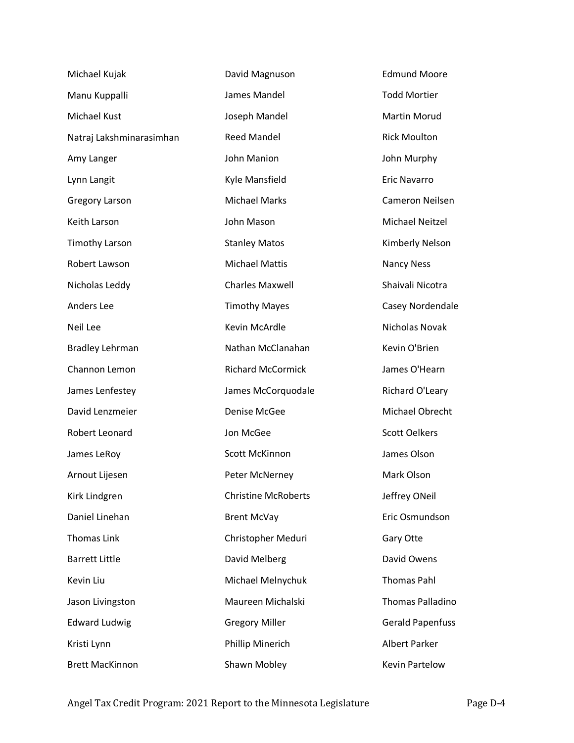Michael Kujak
Manu Kuppalli
Michael Kust
Natraj Lakshminarasimhan
Amy Langer
Lynn Langit
Gregory Larson
Keith Larson
Timothy Larson
Robert Lawson
Nicholas Leddy
Anders Lee
Neil Lee
Bradley Lehrman
Channon Lemon
James Lenfestey
David Lenzmeier
Robert Leonard
James LeRoy
Arnout Lijesen
Kirk Lindgren
Daniel Linehan
Thomas Link
Barrett Little
Kevin Liu
Jason Livingston
Edward Ludwig
Kristi Lynn
Brett MacKinnon
David Magnuson
James Mandel
Joseph Mandel
Reed Mandel
John Manion
Kyle Mansfield
Michael Marks
John Mason
Stanley Matos
Michael Mattis
Charles Maxwell
Timothy Mayes
Kevin McArdle
Nathan McClanahan
Richard McCormick
James McCorquodale
Denise McGee
Jon McGee
Scott McKinnon
Peter McNerney
Christine McRoberts
Brent McVay
Christopher Meduri
David Melberg
Michael Melnychuk
Maureen Michalski
Gregory Miller
Phillip Minerich
Shawn Mobley
Edmund Moore
Todd Mortier
Martin Morud
Rick Moulton
John Murphy
Eric Navarro
Cameron Neilsen
Michael Neitzel
Kimberly Nelson
Nancy Ness
Shaivali Nicotra
Casey Nordendale
Nicholas Novak
Kevin O'Brien
James O'Hearn
Richard O'Leary
Michael Obrecht
Scott Oelkers
James Olson
Mark Olson
Jeffrey ONeil
Eric Osmundson
Gary Otte
David Owens
Thomas Pahl
Thomas Palladino
Gerald Papenfuss
Albert Parker
Kevin Partelow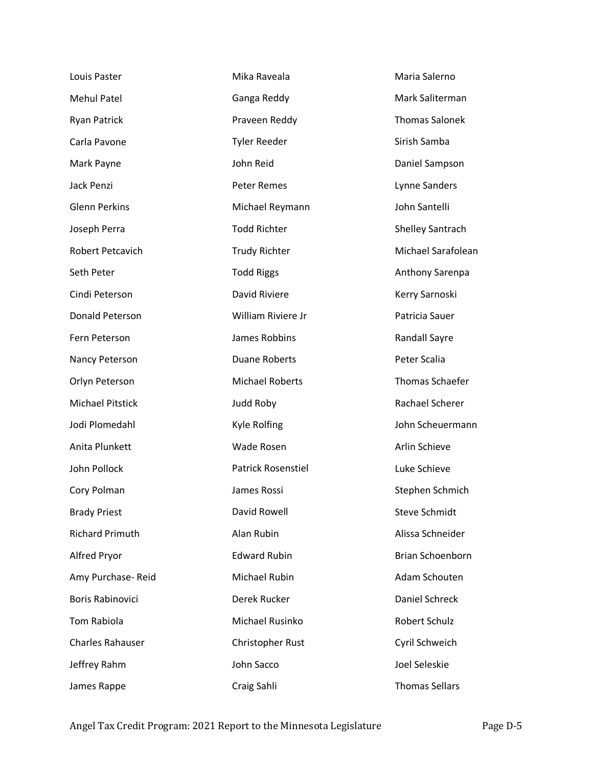Louis Paster
Mehul Patel
Ryan Patrick
Carla Pavone
Mark Payne
Jack Penzi
Glenn Perkins
Joseph Perra
Robert Petcavich
Seth Peter
Cindi Peterson
Donald Peterson
Fern Peterson
Nancy Peterson
Orlyn Peterson
Michael Pitstick
Jodi Plomedahl
Anita Plunkett
John Pollock
Cory Polman
Brady Priest
Richard Primuth
Alfred Pryor
Amy Purchase- Reid
Boris Rabinovici
Tom Rabiola
Charles Rahauser
Jeffrey Rahm
James Rappe

Mika Raveala
Ganga Reddy
Praveen Reddy
Tyler Reeder
John Reid
Peter Remes
Michael Reymann
Todd Richter
Trudy Richter
Todd Riggs
David Riviere
William Riviere Jr
James Robbins
Duane Roberts
Michael Roberts
Judd Roby
Kyle Rolfing
Wade Rosen
Patrick Rosenstiel
James Rossi
David Rowell
Alan Rubin
Edward Rubin
Michael Rubin
Derek Rucker
Michael Rusinko
Christopher Rust
John Sacco
Craig Sahli

Maria Salerno
Mark Saliterman
Thomas Salonek
Sirish Samba
Daniel Sampson
Lynne Sanders
John Santelli
Shelley Santrach
Michael Sarafolean
Anthony Sarenpa
Kerry Sarnoski
Patricia Sauer
Randall Sayre
Peter Scalia
Thomas Schaefer
Rachael Scherer
John Scheuermann
Arlin Schieve
Luke Schieve
Stephen Schmich
Steve Schmidt
Alissa Schneider
Brian Schoenborn
Adam Schouten
Daniel Schreck
Robert Schulz
Cyril Schweich
Joel Seleskie
Thomas Sellars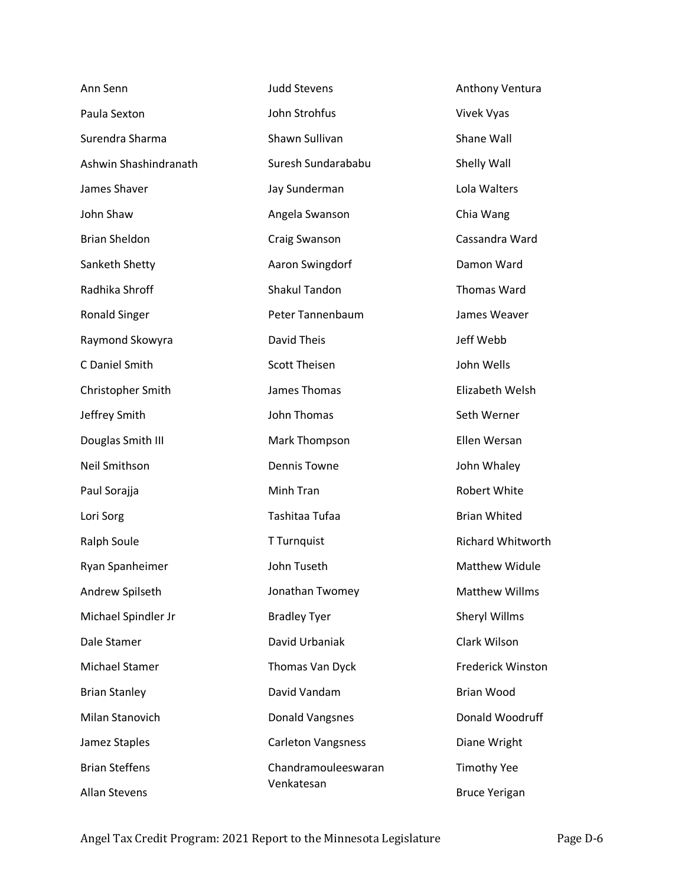Ann Senn
Paula Sexton
Surendra Sharma
Ashwin Shashindranath
James Shaver
John Shaw
Brian Sheldon
Sanketh Shetty
Radhika Shroff
Ronald Singer
Raymond Skowyra
C Daniel Smith
Christopher Smith
Jeffrey Smith
Douglas Smith III
Neil Smithson
Paul Sorajja
Lori Sorg
Ralph Soule
Ryan Spanheimer
Andrew Spilseth
Michael Spindler Jr
Dale Stamer
Michael Stamer
Brian Stanley
Milan Stanovich
Jamez Staples
Brian Steffens
Allan Stevens
Judd Stevens
John Strohfus
Shawn Sullivan
Suresh Sundarababu
Jay Sunderman
Angela Swanson
Craig Swanson
Aaron Swingdorf
Shakul Tandon
Peter Tannenbaum
David Theis
Scott Theisen
James Thomas
John Thomas
Mark Thompson
Dennis Towne
Minh Tran
Tashitaa Tufaa
T Turnquist
John Tuseth
Jonathan Twomey
Bradley Tyer
David Urbaniak
Thomas Van Dyck
David Vandam
Donald Vangsnes
Carleton Vangsness
Chandramouleeswaran Venkatesan
Anthony Ventura
Vivek Vyas
Shane Wall
Shelly Wall
Lola Walters
Chia Wang
Cassandra Ward
Damon Ward
Thomas Ward
James Weaver
Jeff Webb
John Wells
Elizabeth Welsh
Seth Werner
Ellen Wersan
John Whaley
Robert White
Brian Whited
Richard Whitworth
Matthew Widule
Matthew Willms
Sheryl Willms
Clark Wilson
Frederick Winston
Brian Wood
Donald Woodruff
Diane Wright
Timothy Yee
Bruce Yerigan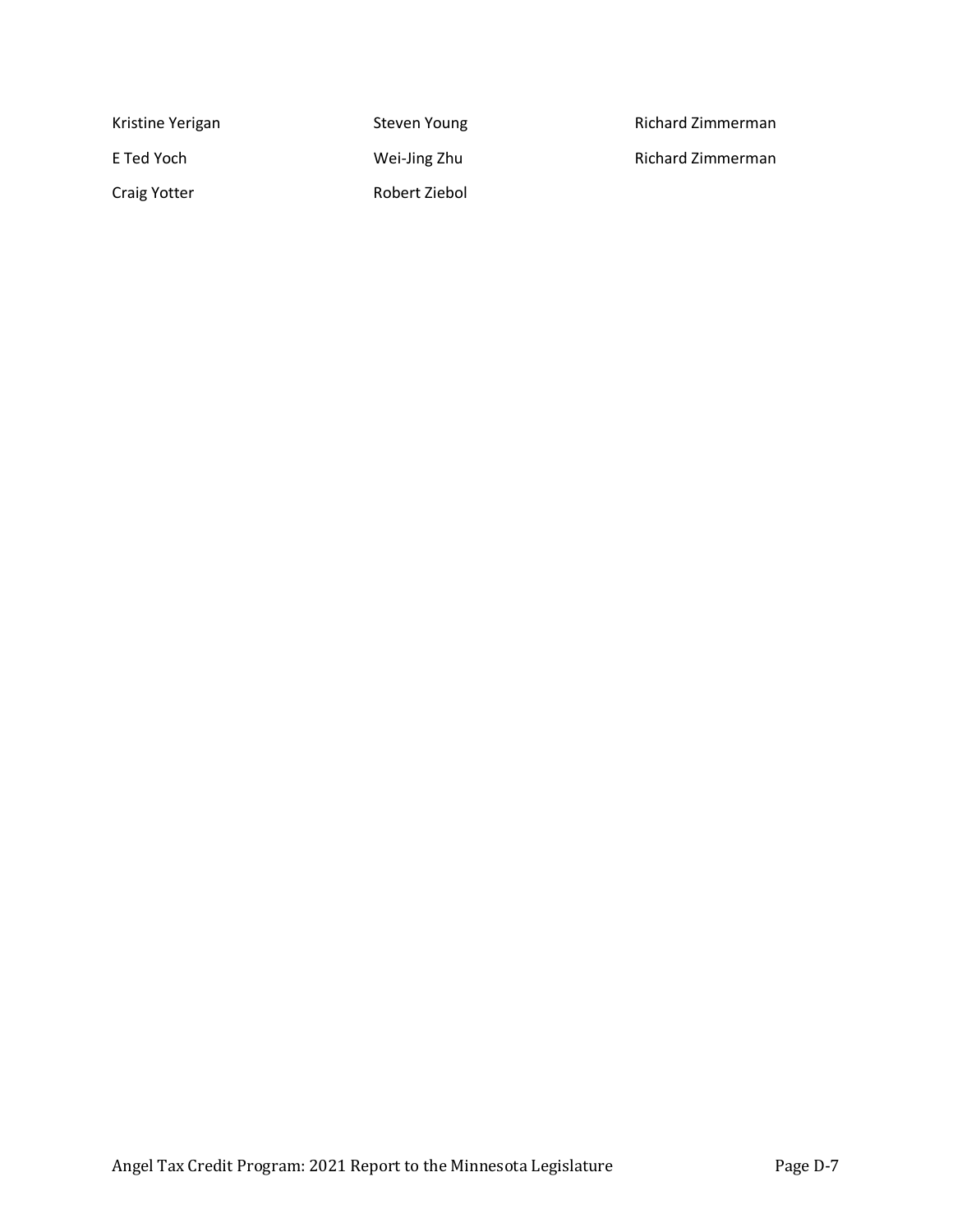Kristine Yerigan

E Ted Yoch

Craig Yotter

Steven Young

Wei-Jing Zhu

Robert Ziebol

Richard Zimmerman

Richard Zimmerman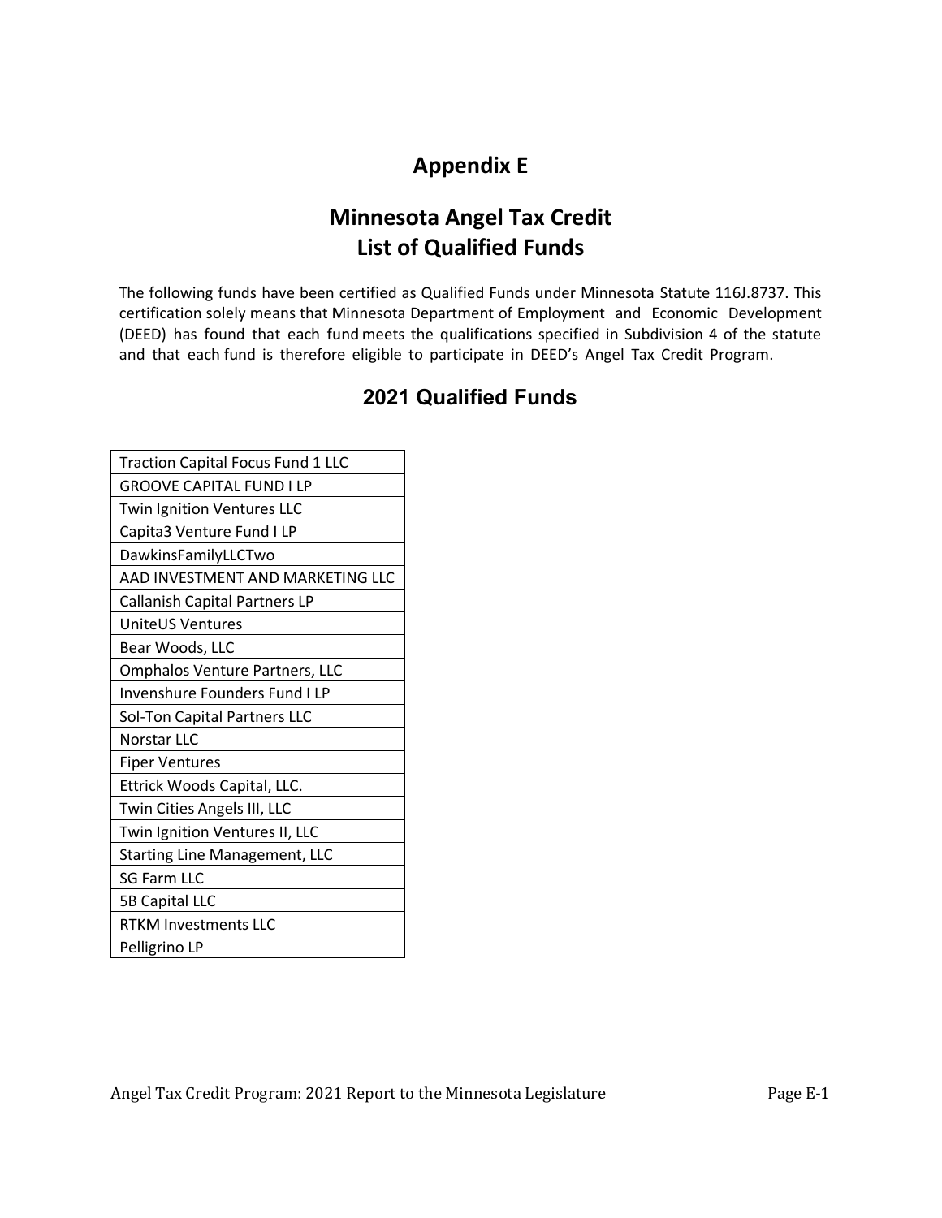# Appendix E

## Minnesota Angel Tax Credit
## List of Qualified Funds

The following funds have been certified as Qualified Funds under Minnesota Statute 116J.8737. This certification solely means that Minnesota Department of Employment and Economic Development (DEED) has found that each fund meets the qualifications specified in Subdivision 4 of the statute and that each fund is therefore eligible to participate in DEED's Angel Tax Credit Program.

### 2021 Qualified Funds

| |
|---|
| Traction Capital Focus Fund 1 LLC |
| GROOVE CAPITAL FUND I LP |
| Twin Ignition Ventures LLC |
| Capita3 Venture Fund I LP |
| DawkinsFamilyLLCTwo |
| AAD INVESTMENT AND MARKETING LLC |
| Callanish Capital Partners LP |
| UniteUS Ventures |
| Bear Woods, LLC |
| Omphalos Venture Partners, LLC |
| Invenshure Founders Fund I LP |
| Sol-Ton Capital Partners LLC |
| Norstar LLC |
| Fiper Ventures |
| Ettrick Woods Capital, LLC. |
| Twin Cities Angels III, LLC |
| Twin Ignition Ventures II, LLC |
| Starting Line Management, LLC |
| SG Farm LLC |
| 5B Capital LLC |
| RTKM Investments LLC |
| Pelligrino LP |